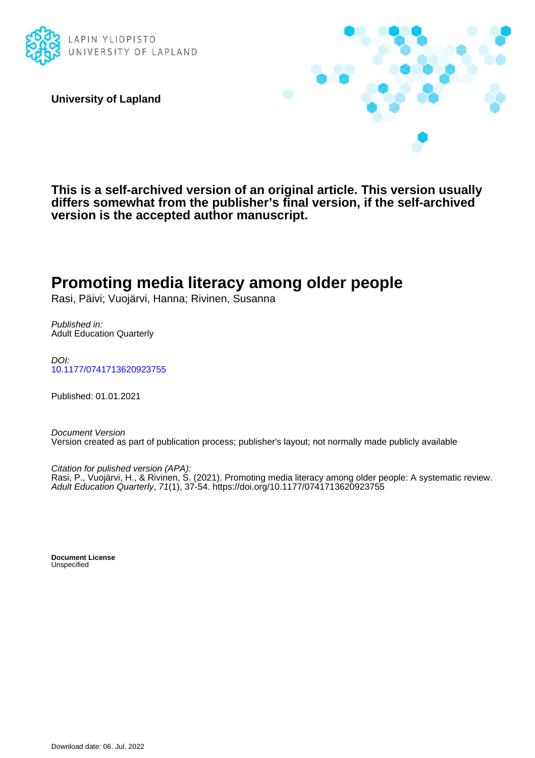LAPIN YLIOPISTO
UNIVERSITY OF LAPLAND

**University of Lapland**

**This is a self-archived version of an original article. This version usually differs somewhat from the publisher's final version, if the self-archived version is the accepted author manuscript.**

# Promoting media literacy among older people

Rasi, Päivi; Vuojärvi, Hanna; Rivinen, Susanna

*Published in:*
Adult Education Quarterly

*DOI:*
10.1177/0741713620923755

Published: 01.01.2021

*Document Version*
Version created as part of publication process; publisher's layout; not normally made publicly available

*Citation for pulished version (APA):*
Rasi, P., Vuojärvi, H., & Rivinen, S. (2021). Promoting media literacy among older people: A systematic review. *Adult Education Quarterly*, *71*(1), 37-54. https://doi.org/10.1177/0741713620923755

**Document License**
Unspecified

Download date: 06. Jul. 2022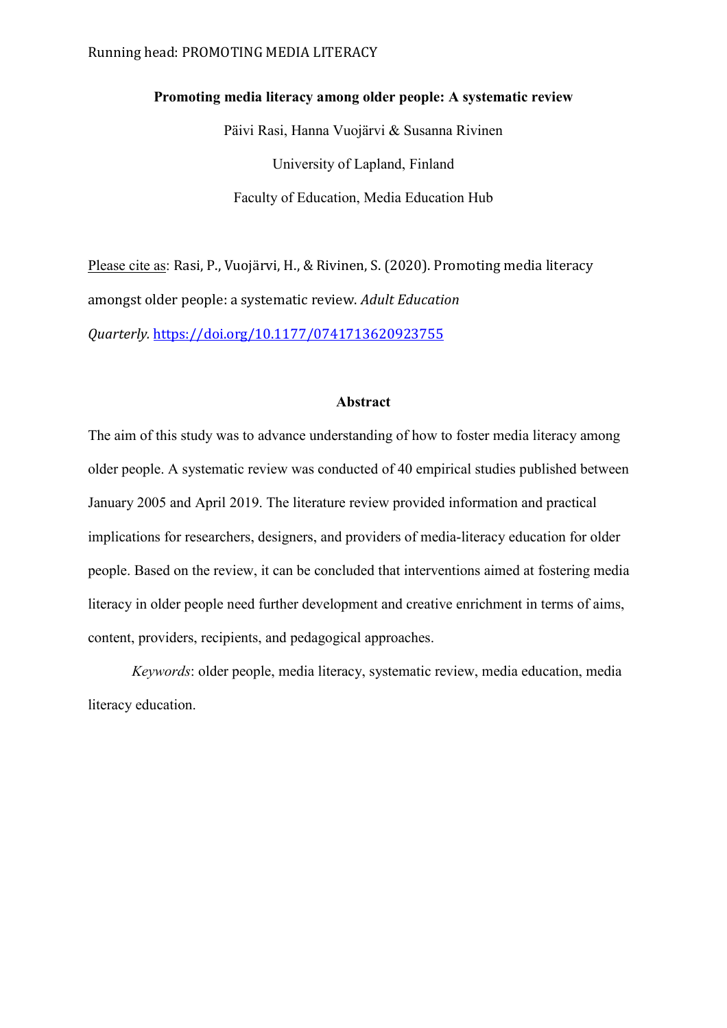**Promoting media literacy among older people: A systematic review**

Päivi Rasi, Hanna Vuojärvi & Susanna Rivinen

University of Lapland, Finland

Faculty of Education, Media Education Hub

Please cite as: Rasi, P., Vuojärvi, H., & Rivinen, S. (2020). Promoting media literacy amongst older people: a systematic review. *Adult Education Quarterly.* https://doi.org/10.1177/0741713620923755

**Abstract**

The aim of this study was to advance understanding of how to foster media literacy among older people. A systematic review was conducted of 40 empirical studies published between January 2005 and April 2019. The literature review provided information and practical implications for researchers, designers, and providers of media-literacy education for older people. Based on the review, it can be concluded that interventions aimed at fostering media literacy in older people need further development and creative enrichment in terms of aims, content, providers, recipients, and pedagogical approaches.

*Keywords*: older people, media literacy, systematic review, media education, media literacy education.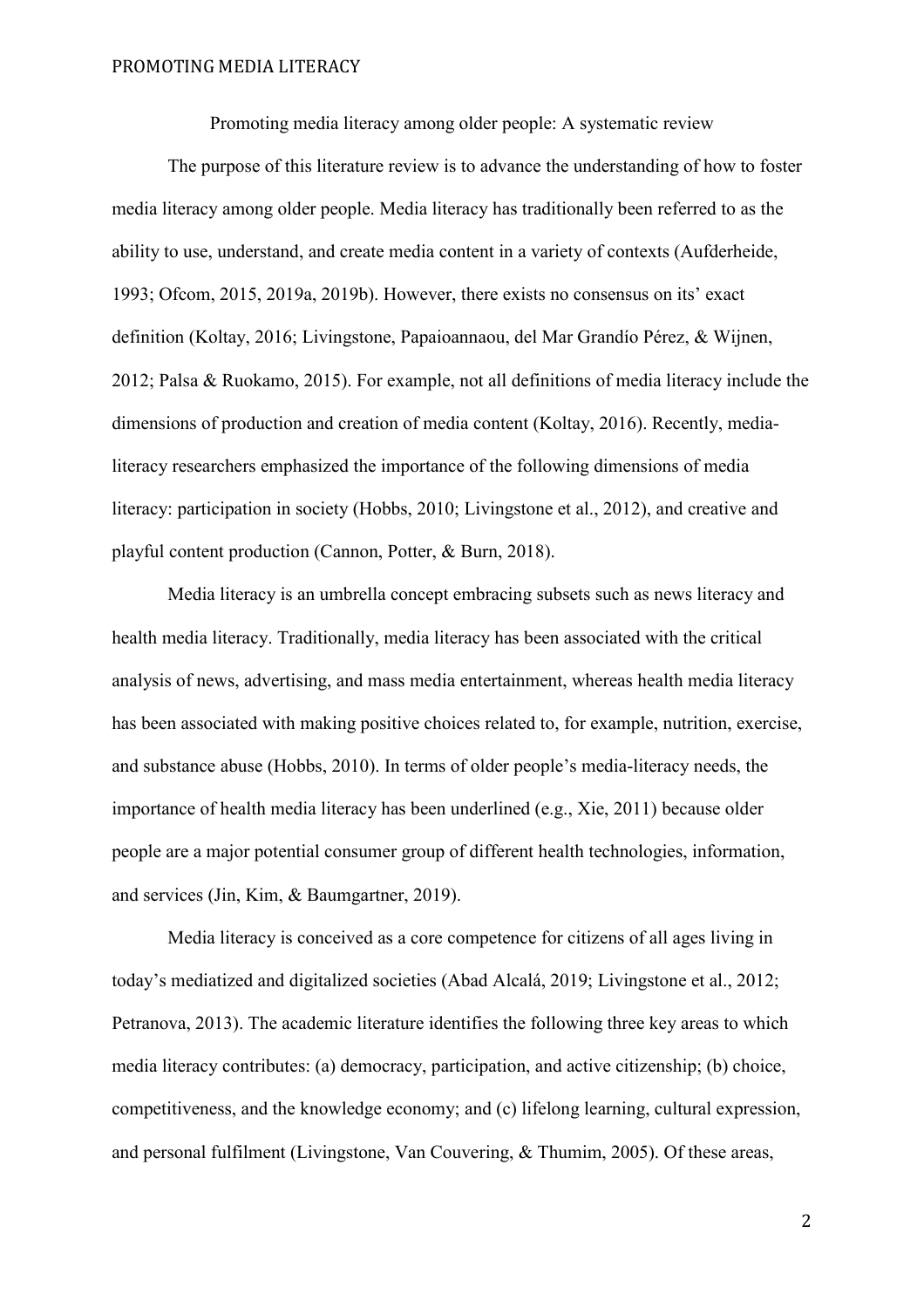Promoting media literacy among older people: A systematic review

The purpose of this literature review is to advance the understanding of how to foster media literacy among older people. Media literacy has traditionally been referred to as the ability to use, understand, and create media content in a variety of contexts (Aufderheide, 1993; Ofcom, 2015, 2019a, 2019b). However, there exists no consensus on its' exact definition (Koltay, 2016; Livingstone, Papaioannaou, del Mar Grandío Pérez, & Wijnen, 2012; Palsa & Ruokamo, 2015). For example, not all definitions of media literacy include the dimensions of production and creation of media content (Koltay, 2016). Recently, media-literacy researchers emphasized the importance of the following dimensions of media literacy: participation in society (Hobbs, 2010; Livingstone et al., 2012), and creative and playful content production (Cannon, Potter, & Burn, 2018).

Media literacy is an umbrella concept embracing subsets such as news literacy and health media literacy. Traditionally, media literacy has been associated with the critical analysis of news, advertising, and mass media entertainment, whereas health media literacy has been associated with making positive choices related to, for example, nutrition, exercise, and substance abuse (Hobbs, 2010). In terms of older people's media-literacy needs, the importance of health media literacy has been underlined (e.g., Xie, 2011) because older people are a major potential consumer group of different health technologies, information, and services (Jin, Kim, & Baumgartner, 2019).

Media literacy is conceived as a core competence for citizens of all ages living in today's mediatized and digitalized societies (Abad Alcalá, 2019; Livingstone et al., 2012; Petranova, 2013). The academic literature identifies the following three key areas to which media literacy contributes: (a) democracy, participation, and active citizenship; (b) choice, competitiveness, and the knowledge economy; and (c) lifelong learning, cultural expression, and personal fulfilment (Livingstone, Van Couvering, & Thumim, 2005). Of these areas,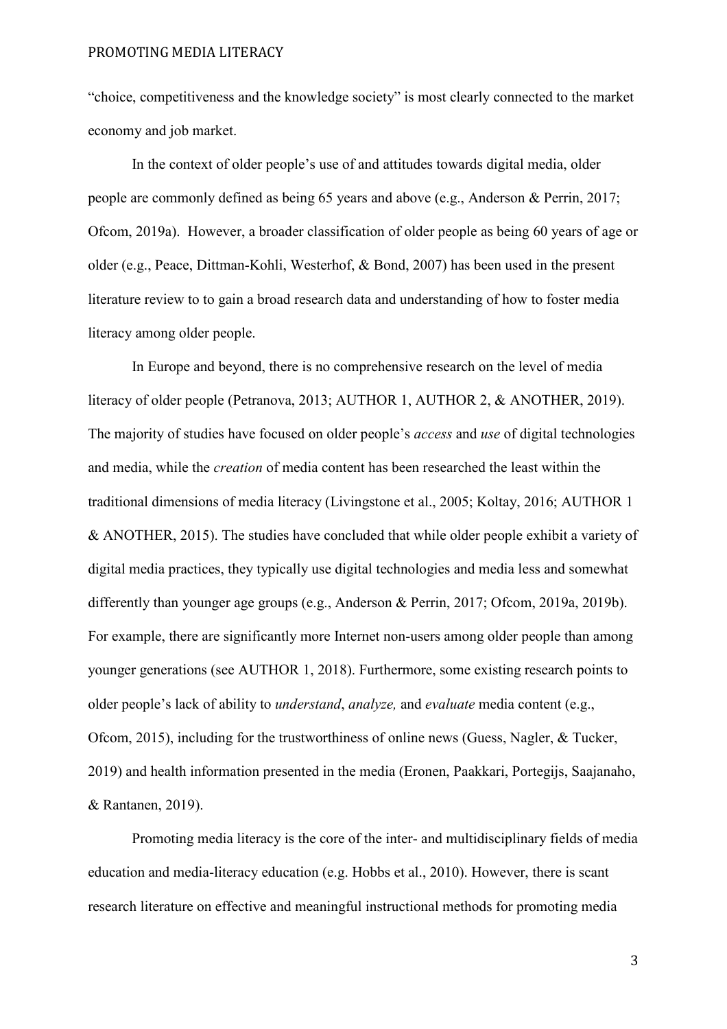"choice, competitiveness and the knowledge society" is most clearly connected to the market economy and job market.

In the context of older people's use of and attitudes towards digital media, older people are commonly defined as being 65 years and above (e.g., Anderson & Perrin, 2017; Ofcom, 2019a). However, a broader classification of older people as being 60 years of age or older (e.g., Peace, Dittman-Kohli, Westerhof, & Bond, 2007) has been used in the present literature review to to gain a broad research data and understanding of how to foster media literacy among older people.

In Europe and beyond, there is no comprehensive research on the level of media literacy of older people (Petranova, 2013; AUTHOR 1, AUTHOR 2, & ANOTHER, 2019). The majority of studies have focused on older people's *access* and *use* of digital technologies and media, while the *creation* of media content has been researched the least within the traditional dimensions of media literacy (Livingstone et al., 2005; Koltay, 2016; AUTHOR 1 & ANOTHER, 2015). The studies have concluded that while older people exhibit a variety of digital media practices, they typically use digital technologies and media less and somewhat differently than younger age groups (e.g., Anderson & Perrin, 2017; Ofcom, 2019a, 2019b). For example, there are significantly more Internet non-users among older people than among younger generations (see AUTHOR 1, 2018). Furthermore, some existing research points to older people's lack of ability to *understand*, *analyze,* and *evaluate* media content (e.g., Ofcom, 2015), including for the trustworthiness of online news (Guess, Nagler, & Tucker, 2019) and health information presented in the media (Eronen, Paakkari, Portegijs, Saajanaho, & Rantanen, 2019).

Promoting media literacy is the core of the inter- and multidisciplinary fields of media education and media-literacy education (e.g. Hobbs et al., 2010). However, there is scant research literature on effective and meaningful instructional methods for promoting media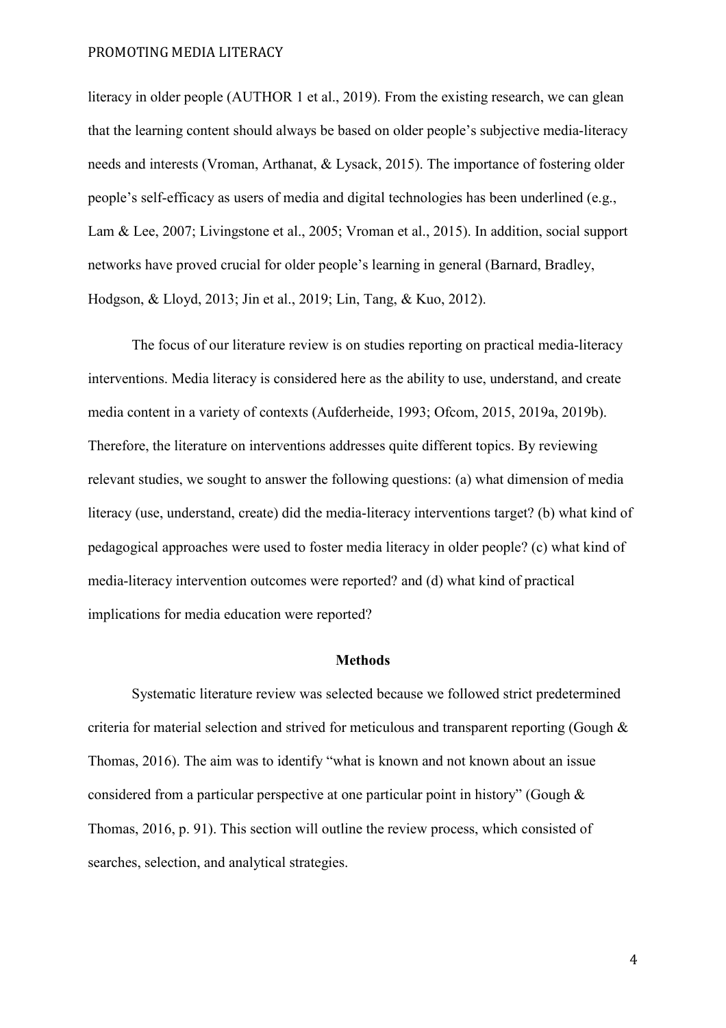literacy in older people (AUTHOR 1 et al., 2019). From the existing research, we can glean that the learning content should always be based on older people's subjective media-literacy needs and interests (Vroman, Arthanat, & Lysack, 2015). The importance of fostering older people's self-efficacy as users of media and digital technologies has been underlined (e.g., Lam & Lee, 2007; Livingstone et al., 2005; Vroman et al., 2015). In addition, social support networks have proved crucial for older people's learning in general (Barnard, Bradley, Hodgson, & Lloyd, 2013; Jin et al., 2019; Lin, Tang, & Kuo, 2012).

The focus of our literature review is on studies reporting on practical media-literacy interventions. Media literacy is considered here as the ability to use, understand, and create media content in a variety of contexts (Aufderheide, 1993; Ofcom, 2015, 2019a, 2019b). Therefore, the literature on interventions addresses quite different topics. By reviewing relevant studies, we sought to answer the following questions: (a) what dimension of media literacy (use, understand, create) did the media-literacy interventions target? (b) what kind of pedagogical approaches were used to foster media literacy in older people? (c) what kind of media-literacy intervention outcomes were reported? and (d) what kind of practical implications for media education were reported?

## Methods

Systematic literature review was selected because we followed strict predetermined criteria for material selection and strived for meticulous and transparent reporting (Gough & Thomas, 2016). The aim was to identify "what is known and not known about an issue considered from a particular perspective at one particular point in history" (Gough & Thomas, 2016, p. 91). This section will outline the review process, which consisted of searches, selection, and analytical strategies.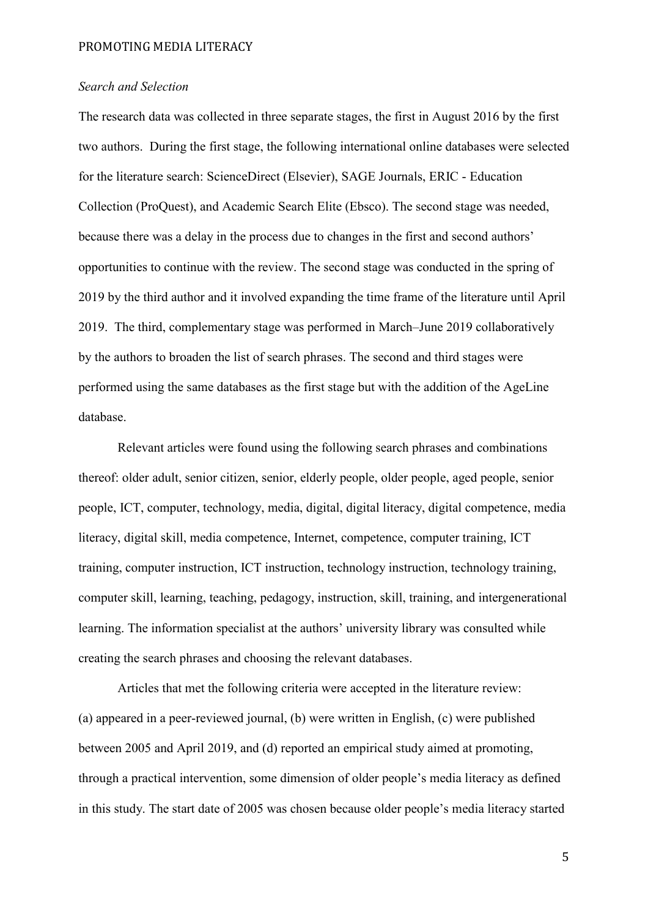*Search and Selection*

The research data was collected in three separate stages, the first in August 2016 by the first two authors. During the first stage, the following international online databases were selected for the literature search: ScienceDirect (Elsevier), SAGE Journals, ERIC - Education Collection (ProQuest), and Academic Search Elite (Ebsco). The second stage was needed, because there was a delay in the process due to changes in the first and second authors' opportunities to continue with the review. The second stage was conducted in the spring of 2019 by the third author and it involved expanding the time frame of the literature until April 2019. The third, complementary stage was performed in March–June 2019 collaboratively by the authors to broaden the list of search phrases. The second and third stages were performed using the same databases as the first stage but with the addition of the AgeLine database.

Relevant articles were found using the following search phrases and combinations thereof: older adult, senior citizen, senior, elderly people, older people, aged people, senior people, ICT, computer, technology, media, digital, digital literacy, digital competence, media literacy, digital skill, media competence, Internet, competence, computer training, ICT training, computer instruction, ICT instruction, technology instruction, technology training, computer skill, learning, teaching, pedagogy, instruction, skill, training, and intergenerational learning. The information specialist at the authors' university library was consulted while creating the search phrases and choosing the relevant databases.

Articles that met the following criteria were accepted in the literature review: (a) appeared in a peer-reviewed journal, (b) were written in English, (c) were published between 2005 and April 2019, and (d) reported an empirical study aimed at promoting, through a practical intervention, some dimension of older people's media literacy as defined in this study. The start date of 2005 was chosen because older people's media literacy started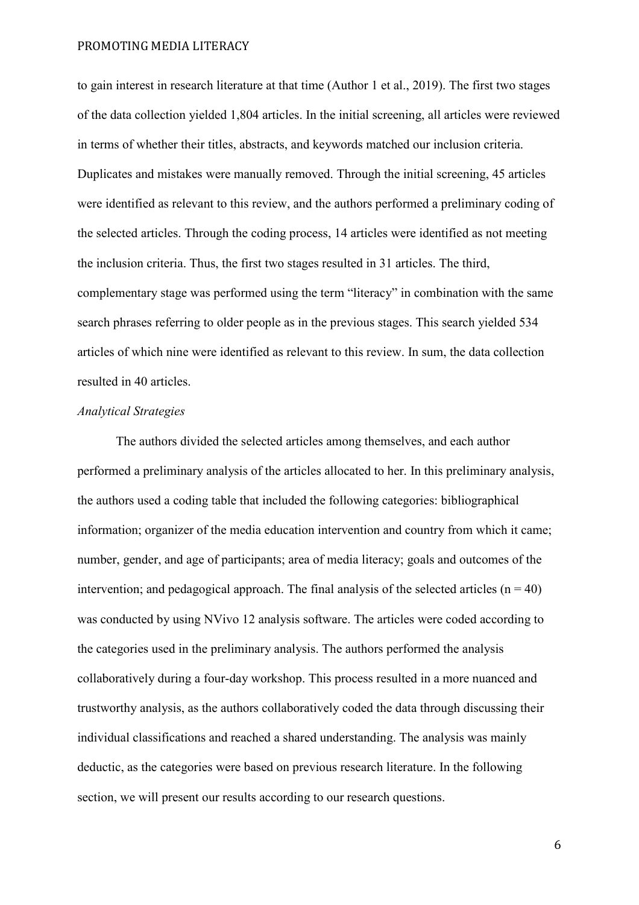to gain interest in research literature at that time (Author 1 et al., 2019). The first two stages of the data collection yielded 1,804 articles. In the initial screening, all articles were reviewed in terms of whether their titles, abstracts, and keywords matched our inclusion criteria. Duplicates and mistakes were manually removed. Through the initial screening, 45 articles were identified as relevant to this review, and the authors performed a preliminary coding of the selected articles. Through the coding process, 14 articles were identified as not meeting the inclusion criteria. Thus, the first two stages resulted in 31 articles. The third, complementary stage was performed using the term "literacy" in combination with the same search phrases referring to older people as in the previous stages. This search yielded 534 articles of which nine were identified as relevant to this review. In sum, the data collection resulted in 40 articles.

*Analytical Strategies*

The authors divided the selected articles among themselves, and each author performed a preliminary analysis of the articles allocated to her. In this preliminary analysis, the authors used a coding table that included the following categories: bibliographical information; organizer of the media education intervention and country from which it came; number, gender, and age of participants; area of media literacy; goals and outcomes of the intervention; and pedagogical approach. The final analysis of the selected articles (n = 40) was conducted by using NVivo 12 analysis software. The articles were coded according to the categories used in the preliminary analysis. The authors performed the analysis collaboratively during a four-day workshop. This process resulted in a more nuanced and trustworthy analysis, as the authors collaboratively coded the data through discussing their individual classifications and reached a shared understanding. The analysis was mainly deductic, as the categories were based on previous research literature. In the following section, we will present our results according to our research questions.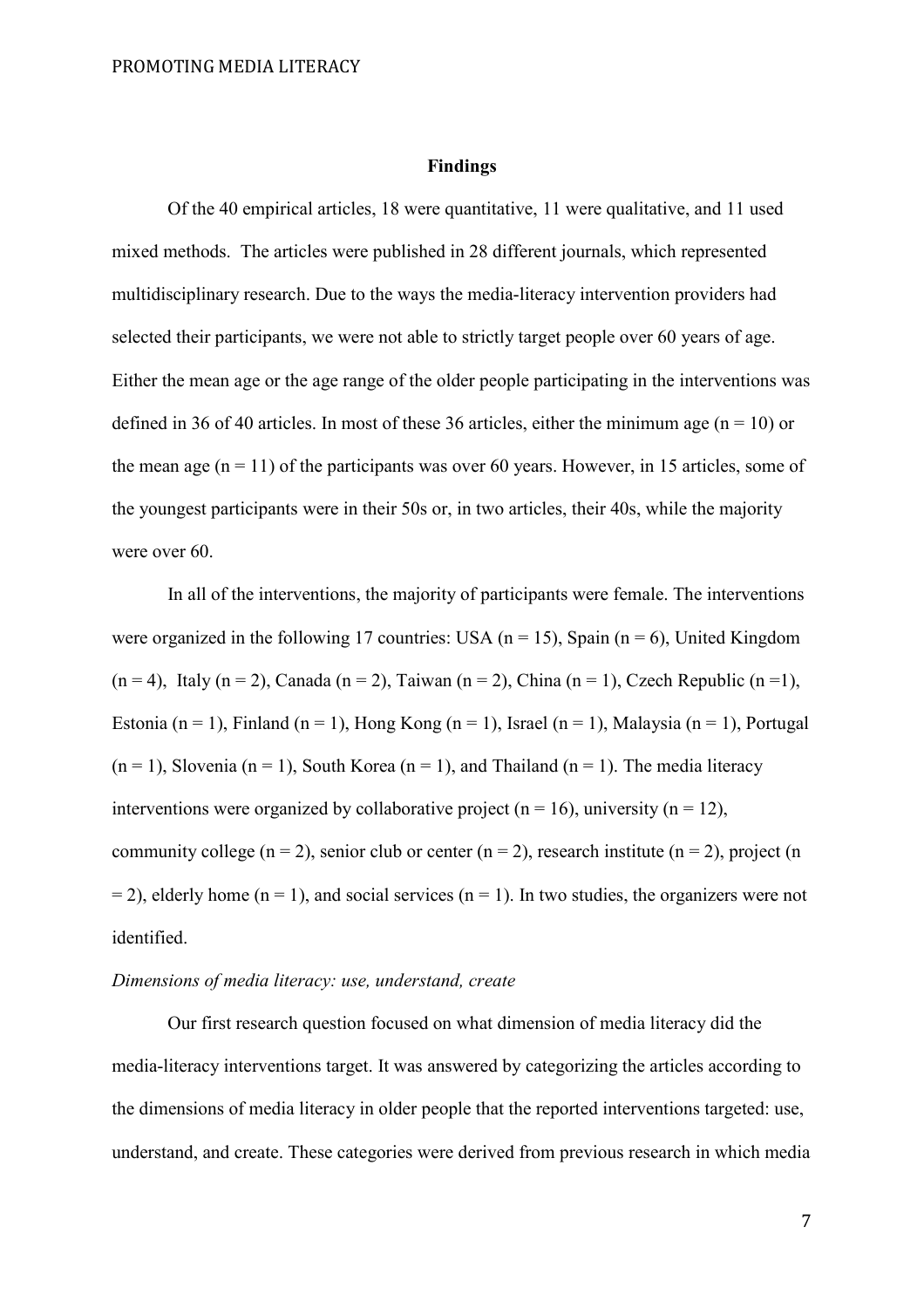## Findings

Of the 40 empirical articles, 18 were quantitative, 11 were qualitative, and 11 used mixed methods. The articles were published in 28 different journals, which represented multidisciplinary research. Due to the ways the media-literacy intervention providers had selected their participants, we were not able to strictly target people over 60 years of age. Either the mean age or the age range of the older people participating in the interventions was defined in 36 of 40 articles. In most of these 36 articles, either the minimum age (n = 10) or the mean age (n = 11) of the participants was over 60 years. However, in 15 articles, some of the youngest participants were in their 50s or, in two articles, their 40s, while the majority were over 60.

In all of the interventions, the majority of participants were female. The interventions were organized in the following 17 countries: USA (n = 15), Spain (n = 6), United Kingdom (n = 4), Italy (n = 2), Canada (n = 2), Taiwan (n = 2), China (n = 1), Czech Republic (n =1), Estonia (n = 1), Finland (n = 1), Hong Kong (n = 1), Israel (n = 1), Malaysia (n = 1), Portugal (n = 1), Slovenia (n = 1), South Korea (n = 1), and Thailand (n = 1). The media literacy interventions were organized by collaborative project (n = 16), university (n = 12), community college (n = 2), senior club or center (n = 2), research institute (n = 2), project (n = 2), elderly home (n = 1), and social services (n = 1). In two studies, the organizers were not identified.

*Dimensions of media literacy: use, understand, create*

Our first research question focused on what dimension of media literacy did the media-literacy interventions target. It was answered by categorizing the articles according to the dimensions of media literacy in older people that the reported interventions targeted: use, understand, and create. These categories were derived from previous research in which media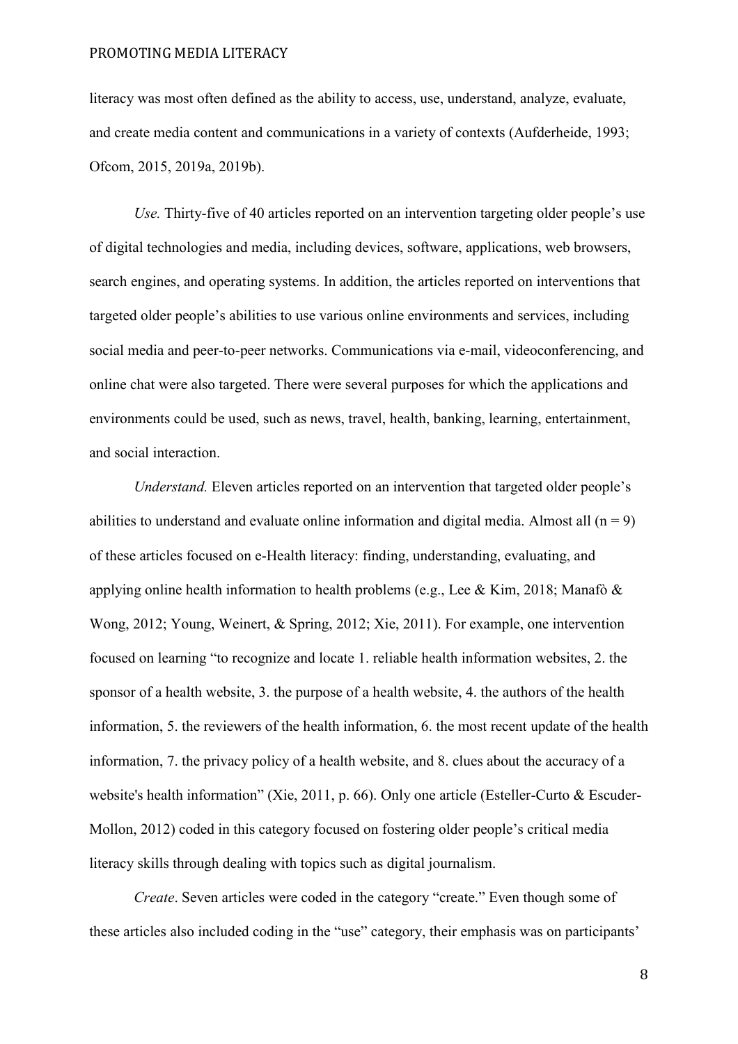literacy was most often defined as the ability to access, use, understand, analyze, evaluate, and create media content and communications in a variety of contexts (Aufderheide, 1993; Ofcom, 2015, 2019a, 2019b).

*Use.* Thirty-five of 40 articles reported on an intervention targeting older people's use of digital technologies and media, including devices, software, applications, web browsers, search engines, and operating systems. In addition, the articles reported on interventions that targeted older people's abilities to use various online environments and services, including social media and peer-to-peer networks. Communications via e-mail, videoconferencing, and online chat were also targeted. There were several purposes for which the applications and environments could be used, such as news, travel, health, banking, learning, entertainment, and social interaction.

*Understand.* Eleven articles reported on an intervention that targeted older people's abilities to understand and evaluate online information and digital media. Almost all ($n = 9$) of these articles focused on e-Health literacy: finding, understanding, evaluating, and applying online health information to health problems (e.g., Lee & Kim, 2018; Manafò & Wong, 2012; Young, Weinert, & Spring, 2012; Xie, 2011). For example, one intervention focused on learning "to recognize and locate 1. reliable health information websites, 2. the sponsor of a health website, 3. the purpose of a health website, 4. the authors of the health information, 5. the reviewers of the health information, 6. the most recent update of the health information, 7. the privacy policy of a health website, and 8. clues about the accuracy of a website's health information" (Xie, 2011, p. 66). Only one article (Esteller-Curto & Escuder-Mollon, 2012) coded in this category focused on fostering older people's critical media literacy skills through dealing with topics such as digital journalism.

*Create*. Seven articles were coded in the category "create." Even though some of these articles also included coding in the "use" category, their emphasis was on participants'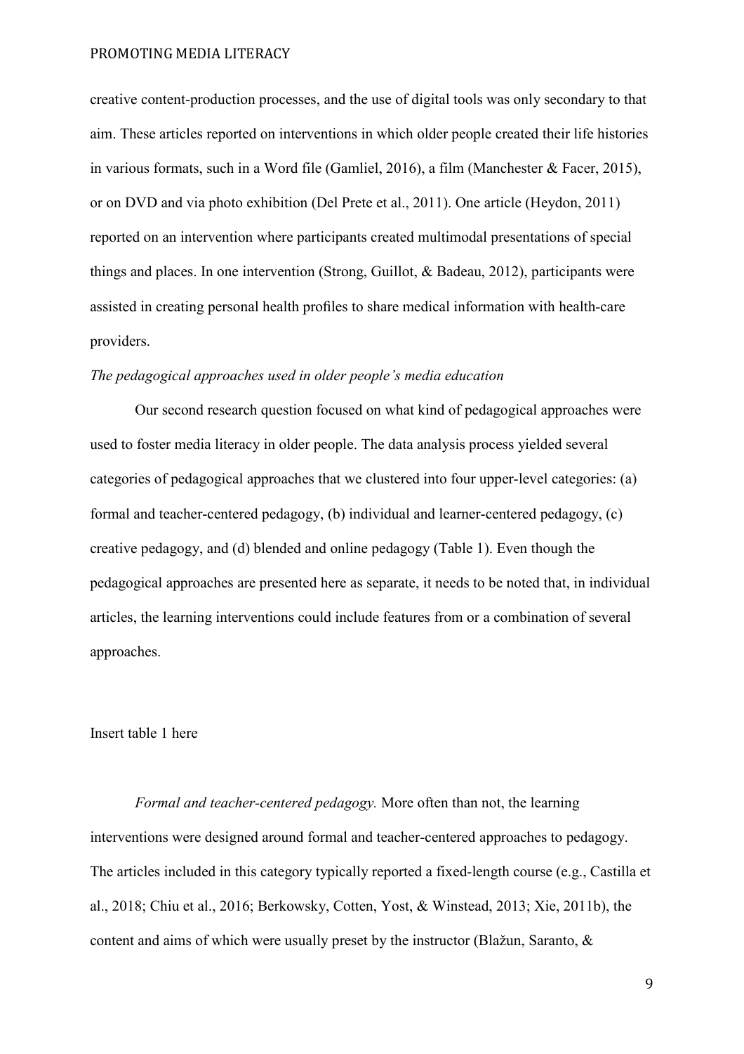creative content-production processes, and the use of digital tools was only secondary to that aim. These articles reported on interventions in which older people created their life histories in various formats, such in a Word file (Gamliel, 2016), a film (Manchester & Facer, 2015), or on DVD and via photo exhibition (Del Prete et al., 2011). One article (Heydon, 2011) reported on an intervention where participants created multimodal presentations of special things and places. In one intervention (Strong, Guillot, & Badeau, 2012), participants were assisted in creating personal health profiles to share medical information with health-care providers.

*The pedagogical approaches used in older people's media education*

Our second research question focused on what kind of pedagogical approaches were used to foster media literacy in older people. The data analysis process yielded several categories of pedagogical approaches that we clustered into four upper-level categories: (a) formal and teacher-centered pedagogy, (b) individual and learner-centered pedagogy, (c) creative pedagogy, and (d) blended and online pedagogy (Table 1). Even though the pedagogical approaches are presented here as separate, it needs to be noted that, in individual articles, the learning interventions could include features from or a combination of several approaches.

Insert table 1 here

*Formal and teacher-centered pedagogy.* More often than not, the learning interventions were designed around formal and teacher-centered approaches to pedagogy. The articles included in this category typically reported a fixed-length course (e.g., Castilla et al., 2018; Chiu et al., 2016; Berkowsky, Cotten, Yost, & Winstead, 2013; Xie, 2011b), the content and aims of which were usually preset by the instructor (Blažun, Saranto, &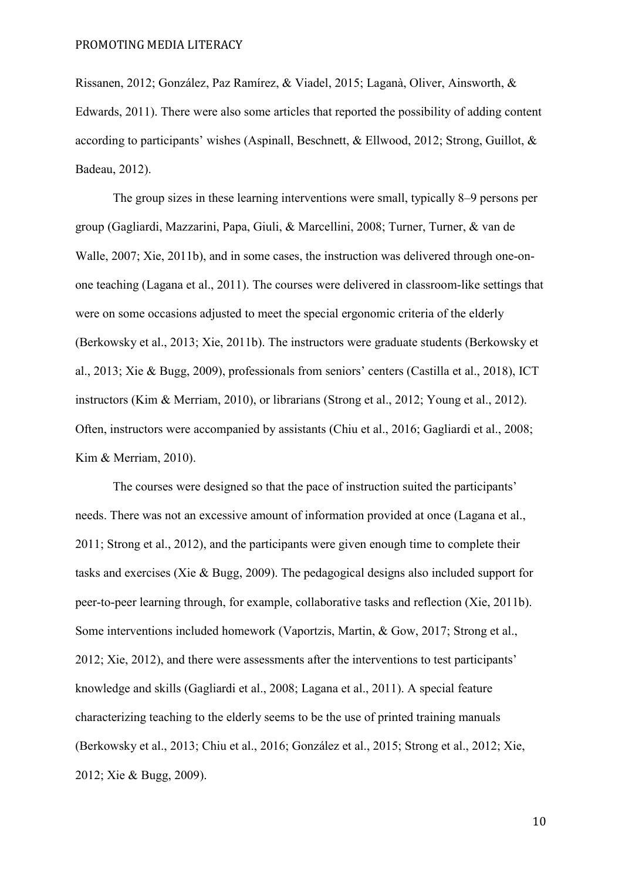Rissanen, 2012; González, Paz Ramírez, & Viadel, 2015; Laganà, Oliver, Ainsworth, & Edwards, 2011). There were also some articles that reported the possibility of adding content according to participants' wishes (Aspinall, Beschnett, & Ellwood, 2012; Strong, Guillot, & Badeau, 2012).

The group sizes in these learning interventions were small, typically 8–9 persons per group (Gagliardi, Mazzarini, Papa, Giuli, & Marcellini, 2008; Turner, Turner, & van de Walle, 2007; Xie, 2011b), and in some cases, the instruction was delivered through one-on-one teaching (Lagana et al., 2011). The courses were delivered in classroom-like settings that were on some occasions adjusted to meet the special ergonomic criteria of the elderly (Berkowsky et al., 2013; Xie, 2011b). The instructors were graduate students (Berkowsky et al., 2013; Xie & Bugg, 2009), professionals from seniors' centers (Castilla et al., 2018), ICT instructors (Kim & Merriam, 2010), or librarians (Strong et al., 2012; Young et al., 2012). Often, instructors were accompanied by assistants (Chiu et al., 2016; Gagliardi et al., 2008; Kim & Merriam, 2010).

The courses were designed so that the pace of instruction suited the participants' needs. There was not an excessive amount of information provided at once (Lagana et al., 2011; Strong et al., 2012), and the participants were given enough time to complete their tasks and exercises (Xie & Bugg, 2009). The pedagogical designs also included support for peer-to-peer learning through, for example, collaborative tasks and reflection (Xie, 2011b). Some interventions included homework (Vaportzis, Martin, & Gow, 2017; Strong et al., 2012; Xie, 2012), and there were assessments after the interventions to test participants' knowledge and skills (Gagliardi et al., 2008; Lagana et al., 2011). A special feature characterizing teaching to the elderly seems to be the use of printed training manuals (Berkowsky et al., 2013; Chiu et al., 2016; González et al., 2015; Strong et al., 2012; Xie, 2012; Xie & Bugg, 2009).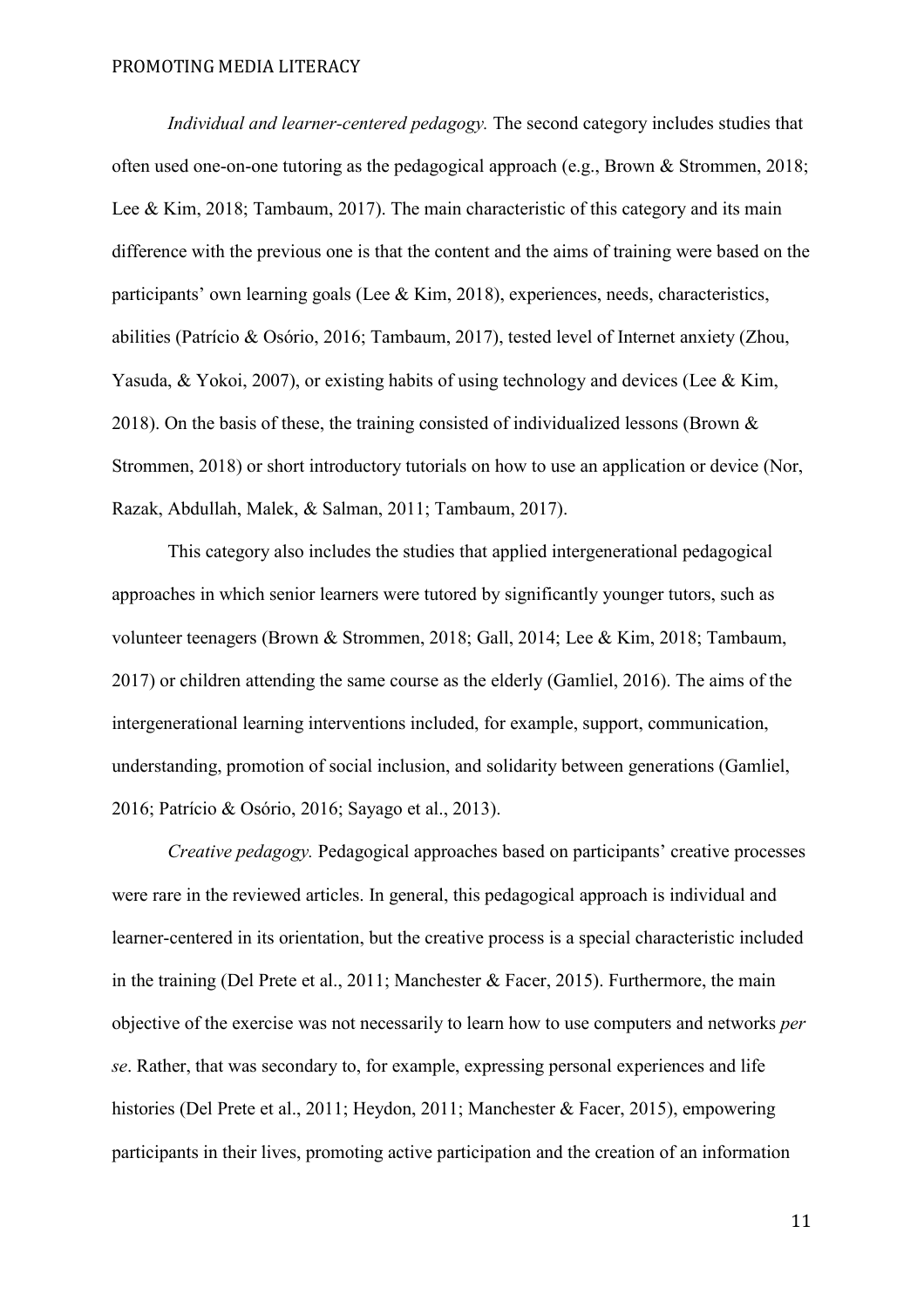*Individual and learner-centered pedagogy.* The second category includes studies that often used one-on-one tutoring as the pedagogical approach (e.g., Brown & Strommen, 2018; Lee & Kim, 2018; Tambaum, 2017). The main characteristic of this category and its main difference with the previous one is that the content and the aims of training were based on the participants' own learning goals (Lee & Kim, 2018), experiences, needs, characteristics, abilities (Patrício & Osório, 2016; Tambaum, 2017), tested level of Internet anxiety (Zhou, Yasuda, & Yokoi, 2007), or existing habits of using technology and devices (Lee & Kim, 2018). On the basis of these, the training consisted of individualized lessons (Brown & Strommen, 2018) or short introductory tutorials on how to use an application or device (Nor, Razak, Abdullah, Malek, & Salman, 2011; Tambaum, 2017).

This category also includes the studies that applied intergenerational pedagogical approaches in which senior learners were tutored by significantly younger tutors, such as volunteer teenagers (Brown & Strommen, 2018; Gall, 2014; Lee & Kim, 2018; Tambaum, 2017) or children attending the same course as the elderly (Gamliel, 2016). The aims of the intergenerational learning interventions included, for example, support, communication, understanding, promotion of social inclusion, and solidarity between generations (Gamliel, 2016; Patrício & Osório, 2016; Sayago et al., 2013).

*Creative pedagogy.* Pedagogical approaches based on participants' creative processes were rare in the reviewed articles. In general, this pedagogical approach is individual and learner-centered in its orientation, but the creative process is a special characteristic included in the training (Del Prete et al., 2011; Manchester & Facer, 2015). Furthermore, the main objective of the exercise was not necessarily to learn how to use computers and networks *per se*. Rather, that was secondary to, for example, expressing personal experiences and life histories (Del Prete et al., 2011; Heydon, 2011; Manchester & Facer, 2015), empowering participants in their lives, promoting active participation and the creation of an information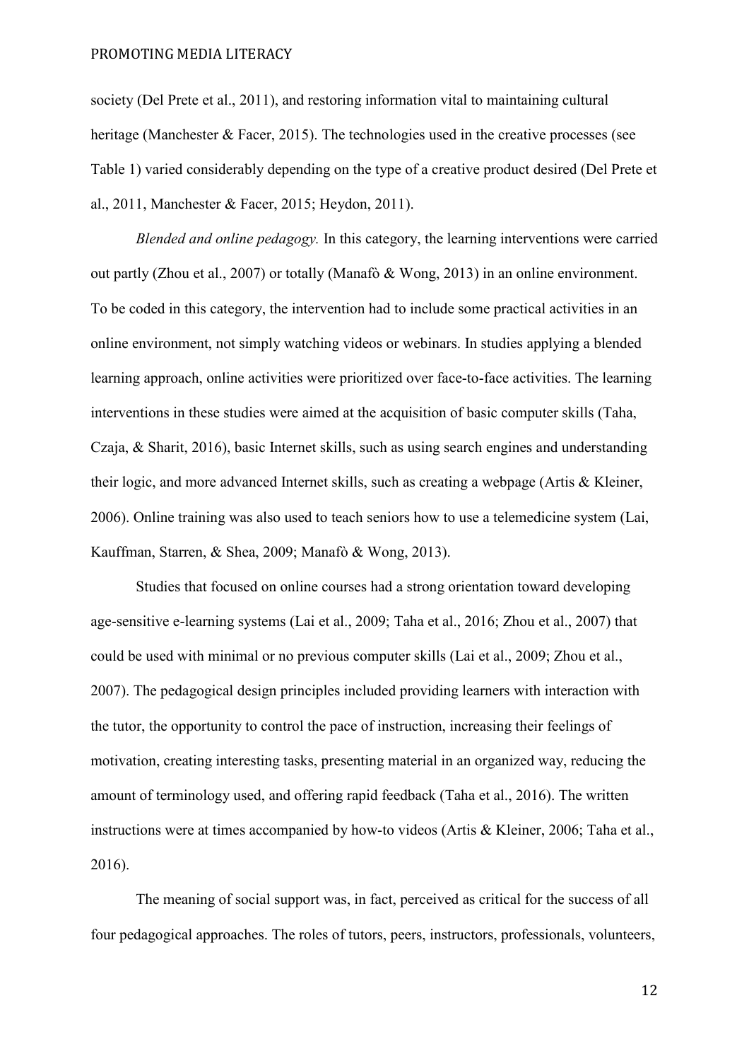society (Del Prete et al., 2011), and restoring information vital to maintaining cultural heritage (Manchester & Facer, 2015). The technologies used in the creative processes (see Table 1) varied considerably depending on the type of a creative product desired (Del Prete et al., 2011, Manchester & Facer, 2015; Heydon, 2011).

*Blended and online pedagogy.* In this category, the learning interventions were carried out partly (Zhou et al., 2007) or totally (Manafò & Wong, 2013) in an online environment. To be coded in this category, the intervention had to include some practical activities in an online environment, not simply watching videos or webinars. In studies applying a blended learning approach, online activities were prioritized over face-to-face activities. The learning interventions in these studies were aimed at the acquisition of basic computer skills (Taha, Czaja, & Sharit, 2016), basic Internet skills, such as using search engines and understanding their logic, and more advanced Internet skills, such as creating a webpage (Artis & Kleiner, 2006). Online training was also used to teach seniors how to use a telemedicine system (Lai, Kauffman, Starren, & Shea, 2009; Manafò & Wong, 2013).

Studies that focused on online courses had a strong orientation toward developing age-sensitive e-learning systems (Lai et al., 2009; Taha et al., 2016; Zhou et al., 2007) that could be used with minimal or no previous computer skills (Lai et al., 2009; Zhou et al., 2007). The pedagogical design principles included providing learners with interaction with the tutor, the opportunity to control the pace of instruction, increasing their feelings of motivation, creating interesting tasks, presenting material in an organized way, reducing the amount of terminology used, and offering rapid feedback (Taha et al., 2016). The written instructions were at times accompanied by how-to videos (Artis & Kleiner, 2006; Taha et al., 2016).

The meaning of social support was, in fact, perceived as critical for the success of all four pedagogical approaches. The roles of tutors, peers, instructors, professionals, volunteers,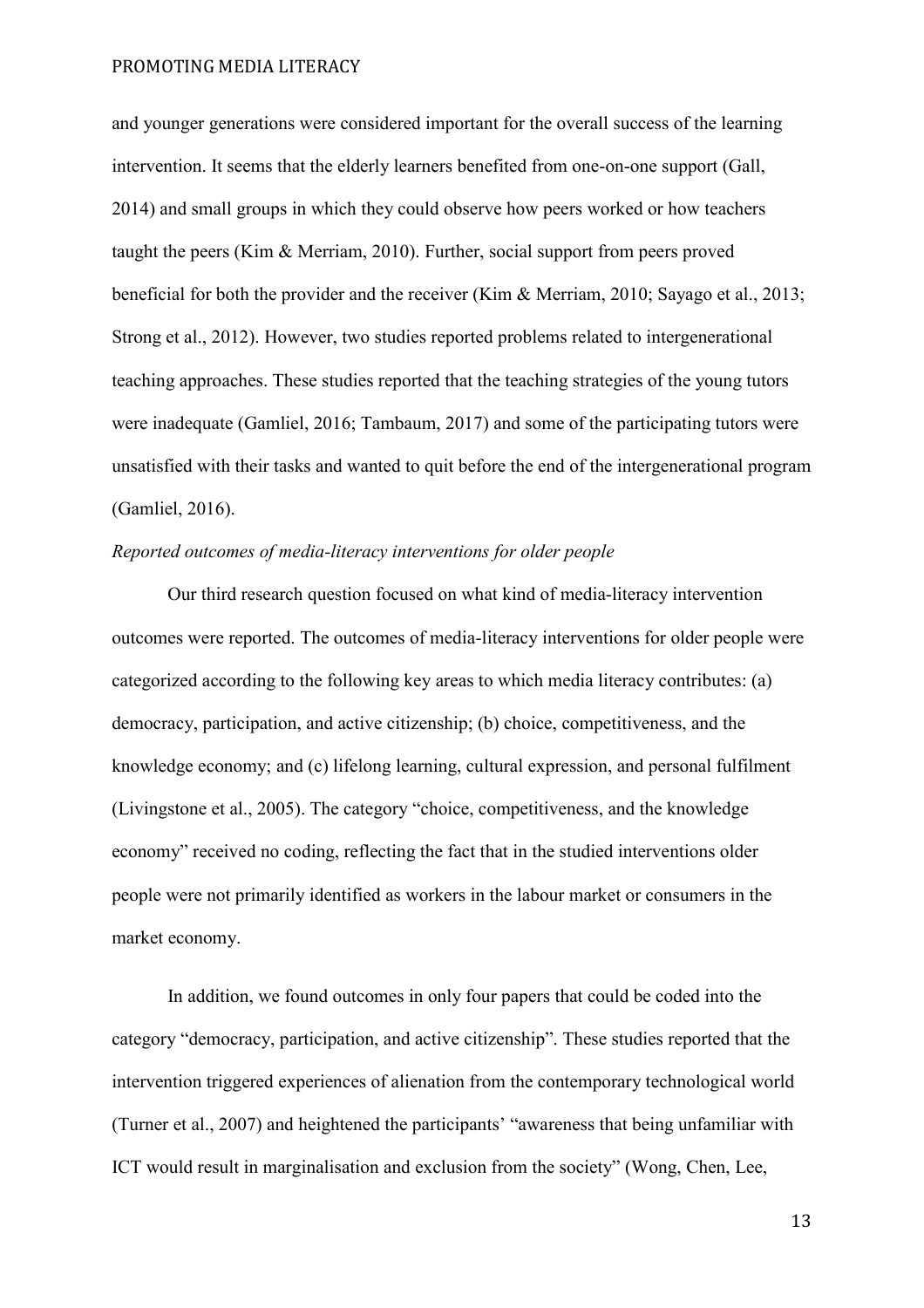and younger generations were considered important for the overall success of the learning intervention. It seems that the elderly learners benefited from one-on-one support (Gall, 2014) and small groups in which they could observe how peers worked or how teachers taught the peers (Kim & Merriam, 2010). Further, social support from peers proved beneficial for both the provider and the receiver (Kim & Merriam, 2010; Sayago et al., 2013; Strong et al., 2012). However, two studies reported problems related to intergenerational teaching approaches. These studies reported that the teaching strategies of the young tutors were inadequate (Gamliel, 2016; Tambaum, 2017) and some of the participating tutors were unsatisfied with their tasks and wanted to quit before the end of the intergenerational program (Gamliel, 2016).

*Reported outcomes of media-literacy interventions for older people*

Our third research question focused on what kind of media-literacy intervention outcomes were reported. The outcomes of media-literacy interventions for older people were categorized according to the following key areas to which media literacy contributes: (a) democracy, participation, and active citizenship; (b) choice, competitiveness, and the knowledge economy; and (c) lifelong learning, cultural expression, and personal fulfilment (Livingstone et al., 2005). The category "choice, competitiveness, and the knowledge economy" received no coding, reflecting the fact that in the studied interventions older people were not primarily identified as workers in the labour market or consumers in the market economy.

In addition, we found outcomes in only four papers that could be coded into the category "democracy, participation, and active citizenship". These studies reported that the intervention triggered experiences of alienation from the contemporary technological world (Turner et al., 2007) and heightened the participants' "awareness that being unfamiliar with ICT would result in marginalisation and exclusion from the society" (Wong, Chen, Lee,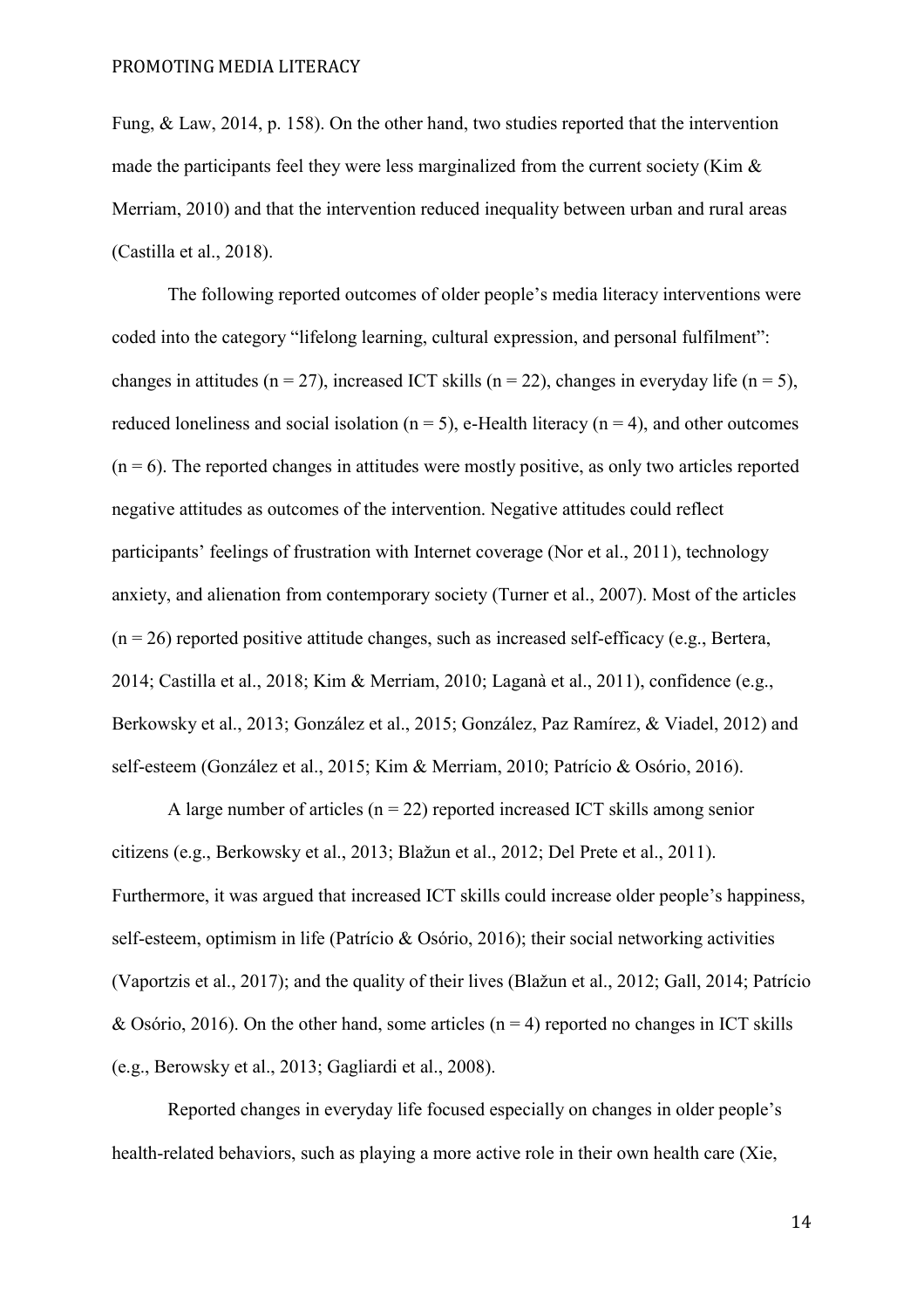Fung, & Law, 2014, p. 158). On the other hand, two studies reported that the intervention made the participants feel they were less marginalized from the current society (Kim & Merriam, 2010) and that the intervention reduced inequality between urban and rural areas (Castilla et al., 2018).

The following reported outcomes of older people's media literacy interventions were coded into the category "lifelong learning, cultural expression, and personal fulfilment": changes in attitudes (n = 27), increased ICT skills (n = 22), changes in everyday life (n = 5), reduced loneliness and social isolation (n = 5), e-Health literacy (n = 4), and other outcomes (n = 6). The reported changes in attitudes were mostly positive, as only two articles reported negative attitudes as outcomes of the intervention. Negative attitudes could reflect participants' feelings of frustration with Internet coverage (Nor et al., 2011), technology anxiety, and alienation from contemporary society (Turner et al., 2007). Most of the articles (n = 26) reported positive attitude changes, such as increased self-efficacy (e.g., Bertera, 2014; Castilla et al., 2018; Kim & Merriam, 2010; Laganà et al., 2011), confidence (e.g., Berkowsky et al., 2013; González et al., 2015; González, Paz Ramírez, & Viadel, 2012) and self-esteem (González et al., 2015; Kim & Merriam, 2010; Patrício & Osório, 2016).

A large number of articles (n = 22) reported increased ICT skills among senior citizens (e.g., Berkowsky et al., 2013; Blažun et al., 2012; Del Prete et al., 2011). Furthermore, it was argued that increased ICT skills could increase older people's happiness, self-esteem, optimism in life (Patrício & Osório, 2016); their social networking activities (Vaportzis et al., 2017); and the quality of their lives (Blažun et al., 2012; Gall, 2014; Patrício & Osório, 2016). On the other hand, some articles (n = 4) reported no changes in ICT skills (e.g., Berowsky et al., 2013; Gagliardi et al., 2008).

Reported changes in everyday life focused especially on changes in older people's health-related behaviors, such as playing a more active role in their own health care (Xie,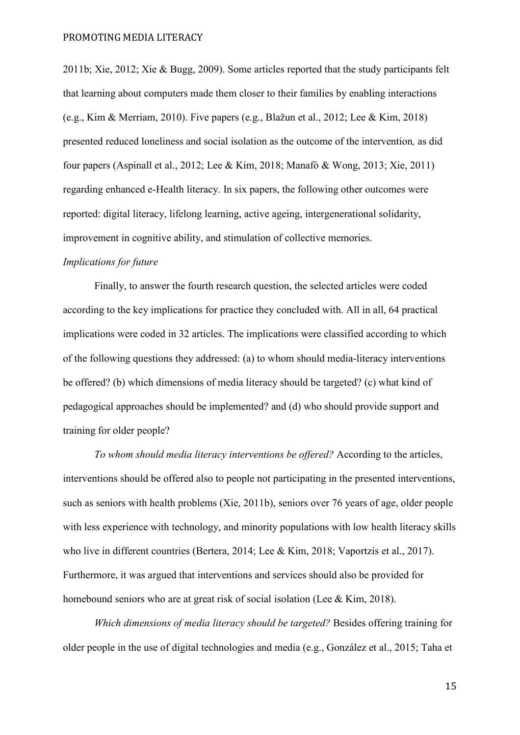2011b; Xie, 2012; Xie & Bugg, 2009). Some articles reported that the study participants felt that learning about computers made them closer to their families by enabling interactions (e.g., Kim & Merriam, 2010). Five papers (e.g., Blažun et al., 2012; Lee & Kim, 2018) presented reduced loneliness and social isolation as the outcome of the intervention*,* as did four papers (Aspinall et al., 2012; Lee & Kim, 2018; Manafò & Wong, 2013; Xie, 2011) regarding enhanced e-Health literacy. In six papers, the following other outcomes were reported: digital literacy, lifelong learning, active ageing, intergenerational solidarity, improvement in cognitive ability, and stimulation of collective memories.

*Implications for future*

Finally, to answer the fourth research question, the selected articles were coded according to the key implications for practice they concluded with. All in all, 64 practical implications were coded in 32 articles. The implications were classified according to which of the following questions they addressed: (a) to whom should media-literacy interventions be offered? (b) which dimensions of media literacy should be targeted? (c) what kind of pedagogical approaches should be implemented? and (d) who should provide support and training for older people?

*To whom should media literacy interventions be offered?* According to the articles, interventions should be offered also to people not participating in the presented interventions, such as seniors with health problems (Xie, 2011b), seniors over 76 years of age, older people with less experience with technology, and minority populations with low health literacy skills who live in different countries (Bertera, 2014; Lee & Kim, 2018; Vaportzis et al., 2017). Furthermore, it was argued that interventions and services should also be provided for homebound seniors who are at great risk of social isolation (Lee & Kim, 2018).

*Which dimensions of media literacy should be targeted?* Besides offering training for older people in the use of digital technologies and media (e.g., González et al., 2015; Taha et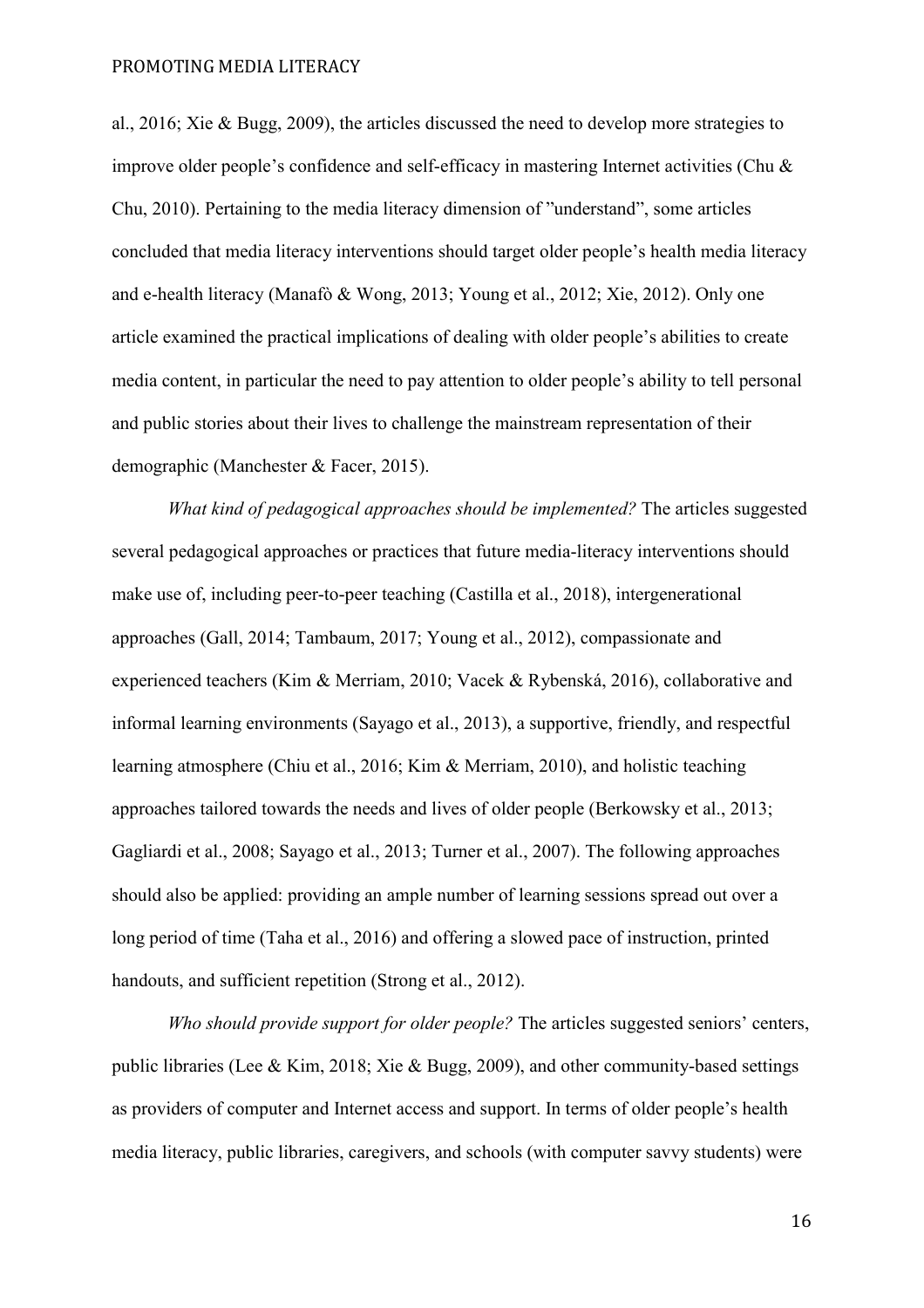al., 2016; Xie & Bugg, 2009), the articles discussed the need to develop more strategies to improve older people's confidence and self-efficacy in mastering Internet activities (Chu & Chu, 2010). Pertaining to the media literacy dimension of "understand", some articles concluded that media literacy interventions should target older people's health media literacy and e-health literacy (Manafò & Wong, 2013; Young et al., 2012; Xie, 2012). Only one article examined the practical implications of dealing with older people's abilities to create media content, in particular the need to pay attention to older people's ability to tell personal and public stories about their lives to challenge the mainstream representation of their demographic (Manchester & Facer, 2015).

*What kind of pedagogical approaches should be implemented?* The articles suggested several pedagogical approaches or practices that future media-literacy interventions should make use of, including peer-to-peer teaching (Castilla et al., 2018), intergenerational approaches (Gall, 2014; Tambaum, 2017; Young et al., 2012), compassionate and experienced teachers (Kim & Merriam, 2010; Vacek & Rybenská, 2016), collaborative and informal learning environments (Sayago et al., 2013), a supportive, friendly, and respectful learning atmosphere (Chiu et al., 2016; Kim & Merriam, 2010), and holistic teaching approaches tailored towards the needs and lives of older people (Berkowsky et al., 2013; Gagliardi et al., 2008; Sayago et al., 2013; Turner et al., 2007). The following approaches should also be applied: providing an ample number of learning sessions spread out over a long period of time (Taha et al., 2016) and offering a slowed pace of instruction, printed handouts, and sufficient repetition (Strong et al., 2012).

*Who should provide support for older people?* The articles suggested seniors' centers, public libraries (Lee & Kim, 2018; Xie & Bugg, 2009), and other community-based settings as providers of computer and Internet access and support. In terms of older people's health media literacy, public libraries, caregivers, and schools (with computer savvy students) were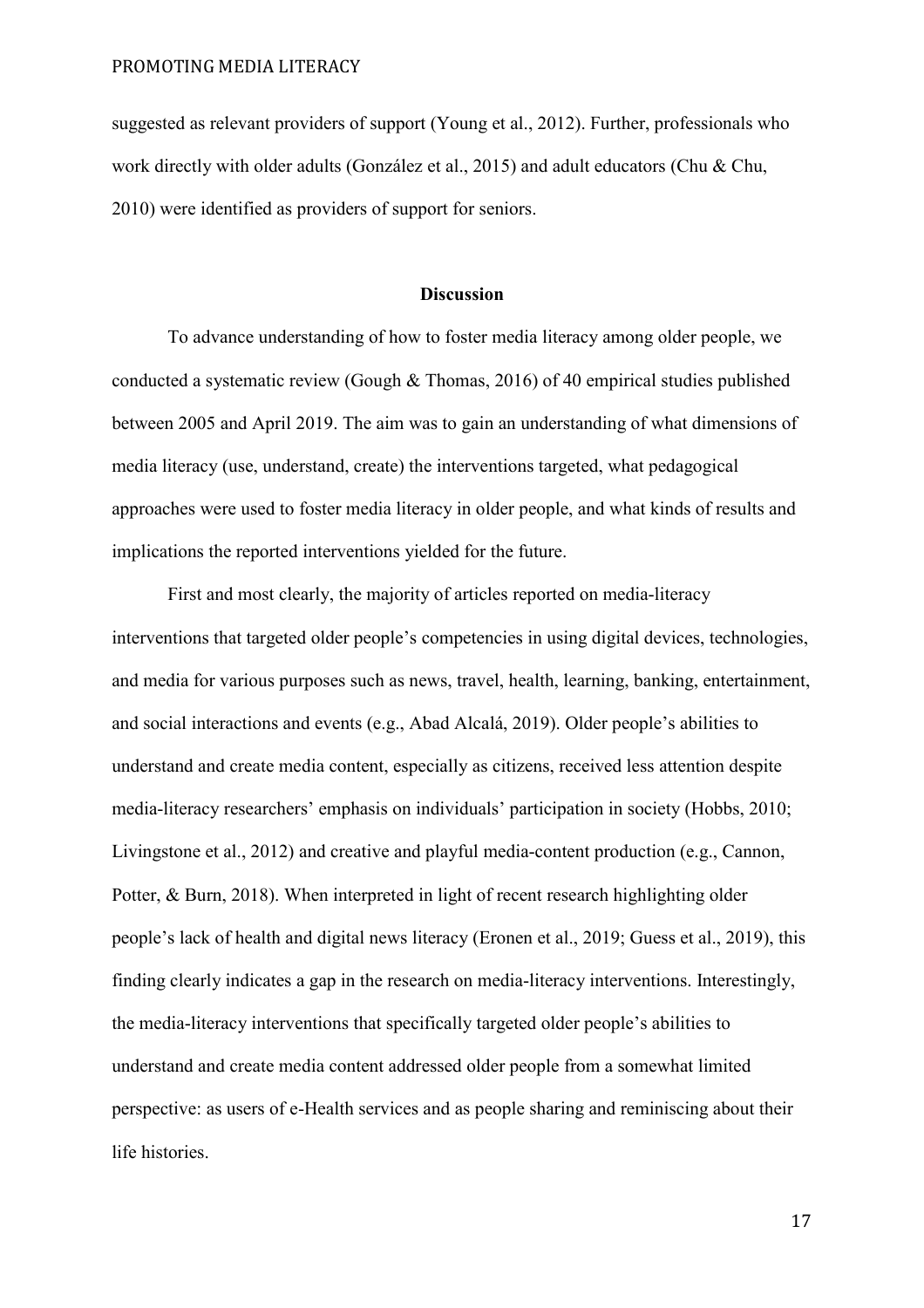suggested as relevant providers of support (Young et al., 2012). Further, professionals who work directly with older adults (González et al., 2015) and adult educators (Chu & Chu, 2010) were identified as providers of support for seniors.

## Discussion

To advance understanding of how to foster media literacy among older people, we conducted a systematic review (Gough & Thomas, 2016) of 40 empirical studies published between 2005 and April 2019. The aim was to gain an understanding of what dimensions of media literacy (use, understand, create) the interventions targeted, what pedagogical approaches were used to foster media literacy in older people, and what kinds of results and implications the reported interventions yielded for the future.

First and most clearly, the majority of articles reported on media-literacy interventions that targeted older people's competencies in using digital devices, technologies, and media for various purposes such as news, travel, health, learning, banking, entertainment, and social interactions and events (e.g., Abad Alcalá, 2019). Older people's abilities to understand and create media content, especially as citizens, received less attention despite media-literacy researchers' emphasis on individuals' participation in society (Hobbs, 2010; Livingstone et al., 2012) and creative and playful media-content production (e.g., Cannon, Potter, & Burn, 2018). When interpreted in light of recent research highlighting older people's lack of health and digital news literacy (Eronen et al., 2019; Guess et al., 2019), this finding clearly indicates a gap in the research on media-literacy interventions. Interestingly, the media-literacy interventions that specifically targeted older people's abilities to understand and create media content addressed older people from a somewhat limited perspective: as users of e-Health services and as people sharing and reminiscing about their life histories.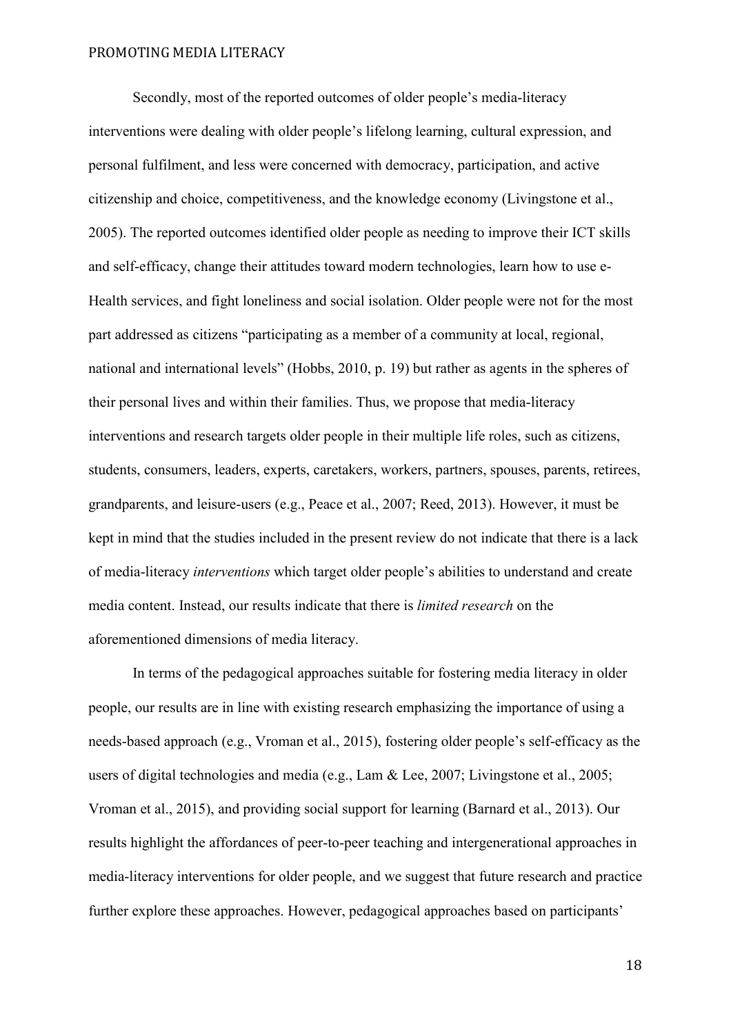Secondly, most of the reported outcomes of older people's media-literacy interventions were dealing with older people's lifelong learning, cultural expression, and personal fulfilment, and less were concerned with democracy, participation, and active citizenship and choice, competitiveness, and the knowledge economy (Livingstone et al., 2005). The reported outcomes identified older people as needing to improve their ICT skills and self-efficacy, change their attitudes toward modern technologies, learn how to use e-Health services, and fight loneliness and social isolation. Older people were not for the most part addressed as citizens "participating as a member of a community at local, regional, national and international levels" (Hobbs, 2010, p. 19) but rather as agents in the spheres of their personal lives and within their families. Thus, we propose that media-literacy interventions and research targets older people in their multiple life roles, such as citizens, students, consumers, leaders, experts, caretakers, workers, partners, spouses, parents, retirees, grandparents, and leisure-users (e.g., Peace et al., 2007; Reed, 2013). However, it must be kept in mind that the studies included in the present review do not indicate that there is a lack of media-literacy *interventions* which target older people's abilities to understand and create media content. Instead, our results indicate that there is *limited research* on the aforementioned dimensions of media literacy.

In terms of the pedagogical approaches suitable for fostering media literacy in older people, our results are in line with existing research emphasizing the importance of using a needs-based approach (e.g., Vroman et al., 2015), fostering older people's self-efficacy as the users of digital technologies and media (e.g., Lam & Lee, 2007; Livingstone et al., 2005; Vroman et al., 2015), and providing social support for learning (Barnard et al., 2013). Our results highlight the affordances of peer-to-peer teaching and intergenerational approaches in media-literacy interventions for older people, and we suggest that future research and practice further explore these approaches. However, pedagogical approaches based on participants'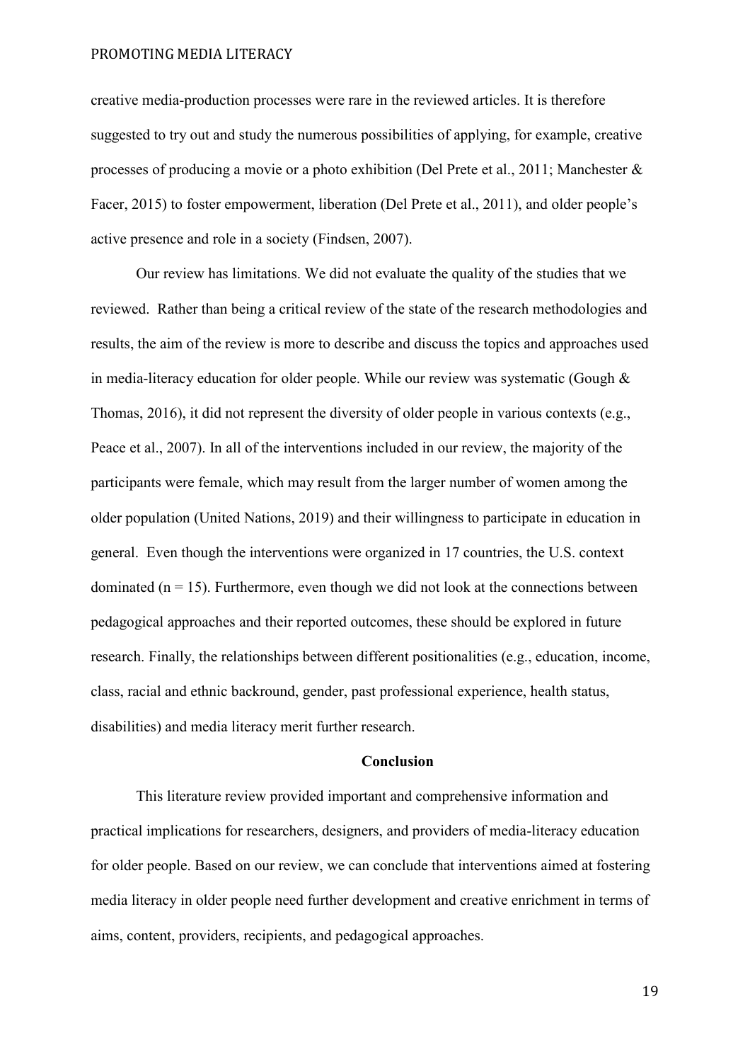creative media-production processes were rare in the reviewed articles. It is therefore suggested to try out and study the numerous possibilities of applying, for example, creative processes of producing a movie or a photo exhibition (Del Prete et al., 2011; Manchester & Facer, 2015) to foster empowerment, liberation (Del Prete et al., 2011), and older people's active presence and role in a society (Findsen, 2007).

Our review has limitations. We did not evaluate the quality of the studies that we reviewed. Rather than being a critical review of the state of the research methodologies and results, the aim of the review is more to describe and discuss the topics and approaches used in media-literacy education for older people. While our review was systematic (Gough & Thomas, 2016), it did not represent the diversity of older people in various contexts (e.g., Peace et al., 2007). In all of the interventions included in our review, the majority of the participants were female, which may result from the larger number of women among the older population (United Nations, 2019) and their willingness to participate in education in general. Even though the interventions were organized in 17 countries, the U.S. context dominated (n = 15). Furthermore, even though we did not look at the connections between pedagogical approaches and their reported outcomes, these should be explored in future research. Finally, the relationships between different positionalities (e.g., education, income, class, racial and ethnic backround, gender, past professional experience, health status, disabilities) and media literacy merit further research.

## Conclusion

This literature review provided important and comprehensive information and practical implications for researchers, designers, and providers of media-literacy education for older people. Based on our review, we can conclude that interventions aimed at fostering media literacy in older people need further development and creative enrichment in terms of aims, content, providers, recipients, and pedagogical approaches.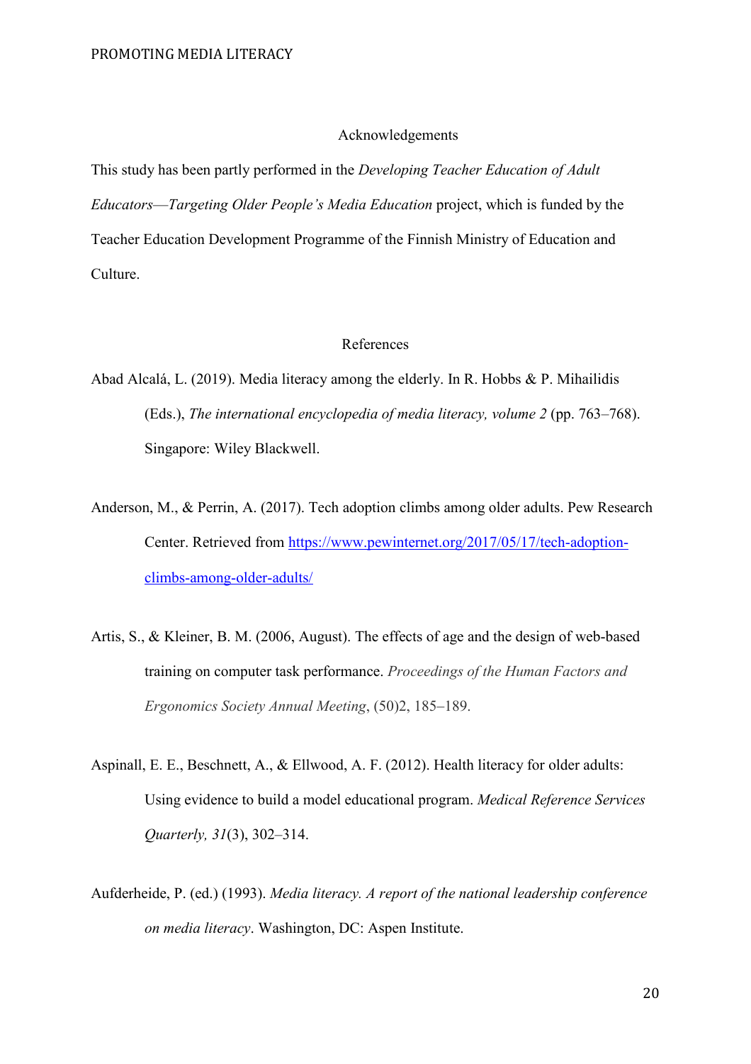## Acknowledgements

This study has been partly performed in the *Developing Teacher Education of Adult Educators—Targeting Older People's Media Education* project, which is funded by the Teacher Education Development Programme of the Finnish Ministry of Education and Culture.

## References

Abad Alcalá, L. (2019). Media literacy among the elderly. In R. Hobbs & P. Mihailidis (Eds.), *The international encyclopedia of media literacy, volume 2* (pp. 763–768). Singapore: Wiley Blackwell.

Anderson, M., & Perrin, A. (2017). Tech adoption climbs among older adults. Pew Research Center. Retrieved from https://www.pewinternet.org/2017/05/17/tech-adoption-climbs-among-older-adults/

Artis, S., & Kleiner, B. M. (2006, August). The effects of age and the design of web-based training on computer task performance. *Proceedings of the Human Factors and Ergonomics Society Annual Meeting*, (50)2, 185–189.

Aspinall, E. E., Beschnett, A., & Ellwood, A. F. (2012). Health literacy for older adults: Using evidence to build a model educational program. *Medical Reference Services Quarterly, 31*(3), 302–314.

Aufderheide, P. (ed.) (1993). *Media literacy. A report of the national leadership conference on media literacy*. Washington, DC: Aspen Institute.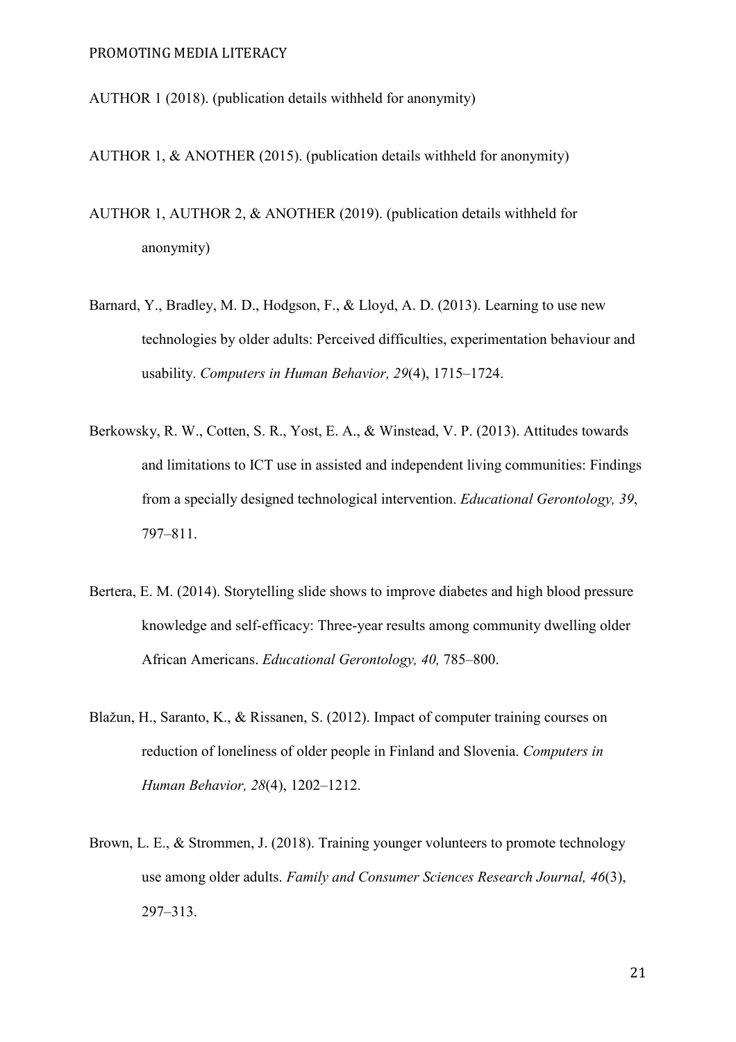AUTHOR 1 (2018). (publication details withheld for anonymity)

AUTHOR 1, & ANOTHER (2015). (publication details withheld for anonymity)

AUTHOR 1, AUTHOR 2, & ANOTHER (2019). (publication details withheld for anonymity)

Barnard, Y., Bradley, M. D., Hodgson, F., & Lloyd, A. D. (2013). Learning to use new technologies by older adults: Perceived difficulties, experimentation behaviour and usability. *Computers in Human Behavior, 29*(4), 1715–1724.

Berkowsky, R. W., Cotten, S. R., Yost, E. A., & Winstead, V. P. (2013). Attitudes towards and limitations to ICT use in assisted and independent living communities: Findings from a specially designed technological intervention. *Educational Gerontology, 39*, 797–811.

Bertera, E. M. (2014). Storytelling slide shows to improve diabetes and high blood pressure knowledge and self-efficacy: Three-year results among community dwelling older African Americans. *Educational Gerontology, 40,* 785–800.

Blažun, H., Saranto, K., & Rissanen, S. (2012). Impact of computer training courses on reduction of loneliness of older people in Finland and Slovenia. *Computers in Human Behavior, 28*(4), 1202–1212.

Brown, L. E., & Strommen, J. (2018). Training younger volunteers to promote technology use among older adults. *Family and Consumer Sciences Research Journal, 46*(3), 297–313.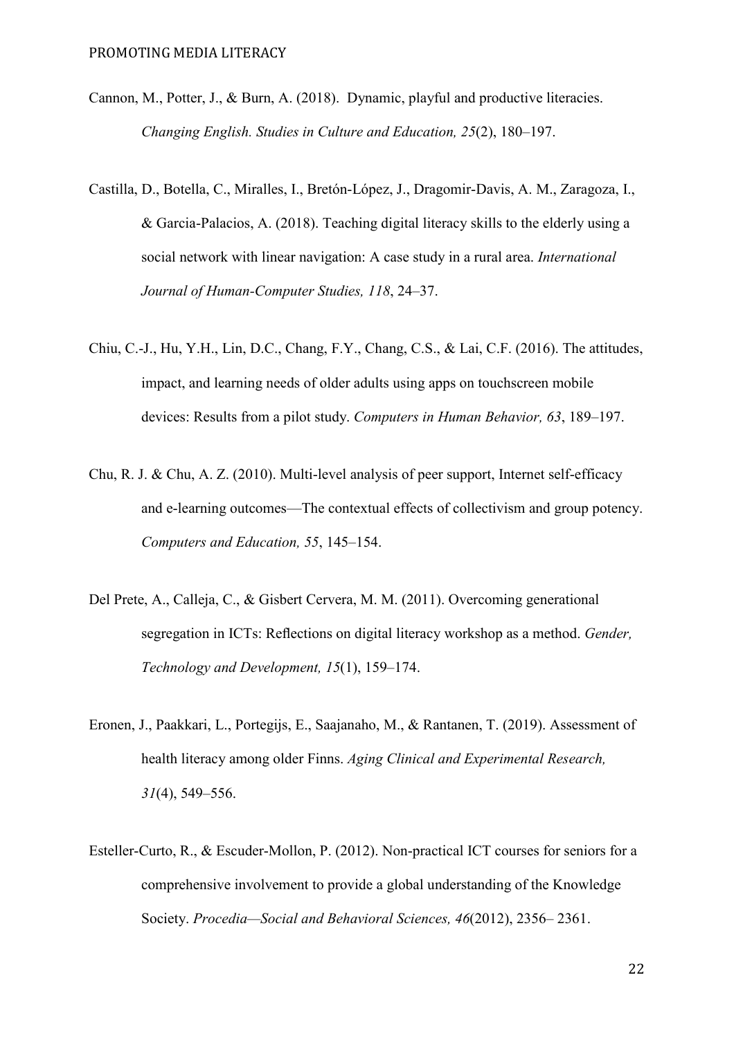Cannon, M., Potter, J., & Burn, A. (2018). Dynamic, playful and productive literacies. *Changing English. Studies in Culture and Education, 25*(2), 180–197.

Castilla, D., Botella, C., Miralles, I., Bretón-López, J., Dragomir-Davis, A. M., Zaragoza, I., & Garcia-Palacios, A. (2018). Teaching digital literacy skills to the elderly using a social network with linear navigation: A case study in a rural area. *International Journal of Human-Computer Studies, 118*, 24–37.

Chiu, C.-J., Hu, Y.H., Lin, D.C., Chang, F.Y., Chang, C.S., & Lai, C.F. (2016). The attitudes, impact, and learning needs of older adults using apps on touchscreen mobile devices: Results from a pilot study. *Computers in Human Behavior, 63*, 189–197.

Chu, R. J. & Chu, A. Z. (2010). Multi-level analysis of peer support, Internet self-efficacy and e-learning outcomes—The contextual effects of collectivism and group potency. *Computers and Education, 55*, 145–154.

Del Prete, A., Calleja, C., & Gisbert Cervera, M. M. (2011). Overcoming generational segregation in ICTs: Reflections on digital literacy workshop as a method. *Gender, Technology and Development, 15*(1), 159–174.

Eronen, J., Paakkari, L., Portegijs, E., Saajanaho, M., & Rantanen, T. (2019). Assessment of health literacy among older Finns. *Aging Clinical and Experimental Research, 31*(4), 549–556.

Esteller-Curto, R., & Escuder-Mollon, P. (2012). Non-practical ICT courses for seniors for a comprehensive involvement to provide a global understanding of the Knowledge Society. *Procedia—Social and Behavioral Sciences, 46*(2012), 2356– 2361.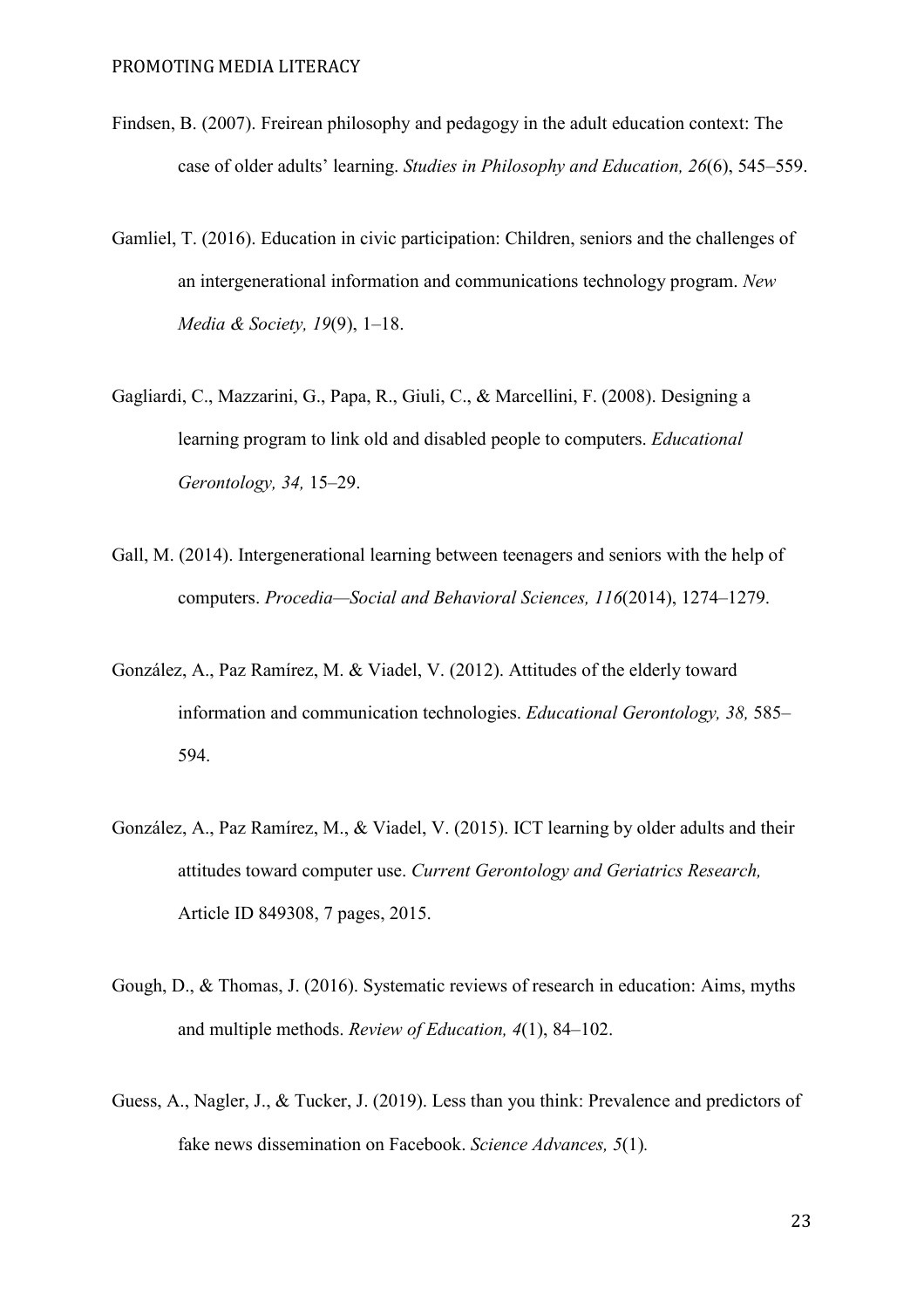Findsen, B. (2007). Freirean philosophy and pedagogy in the adult education context: The case of older adults' learning. *Studies in Philosophy and Education, 26*(6), 545–559.

Gamliel, T. (2016). Education in civic participation: Children, seniors and the challenges of an intergenerational information and communications technology program. *New Media & Society, 19*(9), 1–18.

Gagliardi, C., Mazzarini, G., Papa, R., Giuli, C., & Marcellini, F. (2008). Designing a learning program to link old and disabled people to computers. *Educational Gerontology, 34,* 15–29.

Gall, M. (2014). Intergenerational learning between teenagers and seniors with the help of computers. *Procedia—Social and Behavioral Sciences, 116*(2014), 1274–1279.

González, A., Paz Ramírez, M. & Viadel, V. (2012). Attitudes of the elderly toward information and communication technologies. *Educational Gerontology, 38,* 585–594.

González, A., Paz Ramírez, M., & Viadel, V. (2015). ICT learning by older adults and their attitudes toward computer use. *Current Gerontology and Geriatrics Research,* Article ID 849308, 7 pages, 2015.

Gough, D., & Thomas, J. (2016). Systematic reviews of research in education: Aims, myths and multiple methods. *Review of Education, 4*(1), 84–102.

Guess, A., Nagler, J., & Tucker, J. (2019). Less than you think: Prevalence and predictors of fake news dissemination on Facebook. *Science Advances, 5*(1).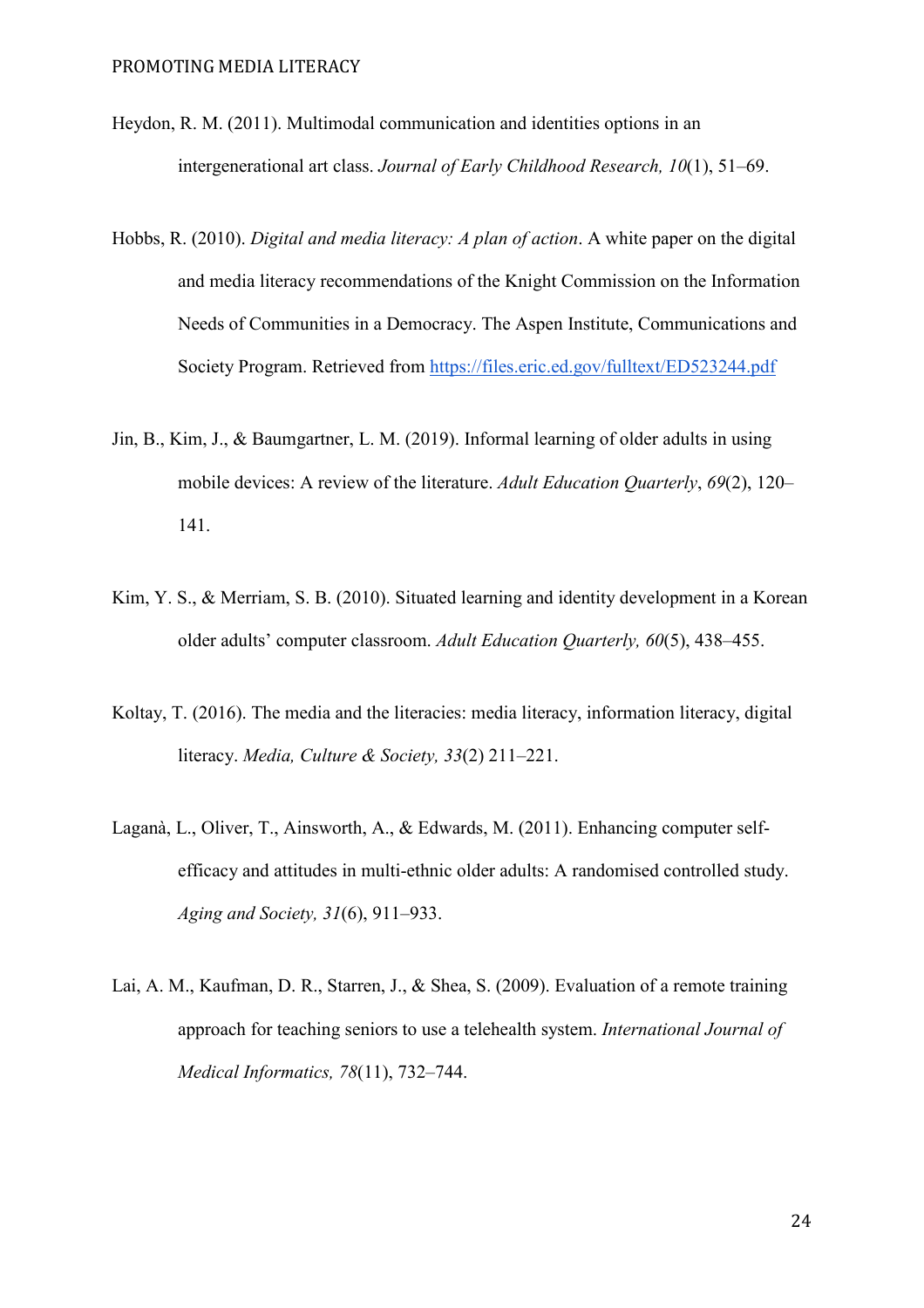Heydon, R. M. (2011). Multimodal communication and identities options in an intergenerational art class. *Journal of Early Childhood Research, 10*(1), 51–69.

Hobbs, R. (2010). *Digital and media literacy: A plan of action*. A white paper on the digital and media literacy recommendations of the Knight Commission on the Information Needs of Communities in a Democracy. The Aspen Institute, Communications and Society Program. Retrieved from https://files.eric.ed.gov/fulltext/ED523244.pdf

Jin, B., Kim, J., & Baumgartner, L. M. (2019). Informal learning of older adults in using mobile devices: A review of the literature. *Adult Education Quarterly*, *69*(2), 120–141.

Kim, Y. S., & Merriam, S. B. (2010). Situated learning and identity development in a Korean older adults' computer classroom. *Adult Education Quarterly, 60*(5), 438–455.

Koltay, T. (2016). The media and the literacies: media literacy, information literacy, digital literacy. *Media, Culture & Society, 33*(2) 211–221.

Laganà, L., Oliver, T., Ainsworth, A., & Edwards, M. (2011). Enhancing computer self-efficacy and attitudes in multi-ethnic older adults: A randomised controlled study. *Aging and Society, 31*(6), 911–933.

Lai, A. M., Kaufman, D. R., Starren, J., & Shea, S. (2009). Evaluation of a remote training approach for teaching seniors to use a telehealth system. *International Journal of Medical Informatics, 78*(11), 732–744.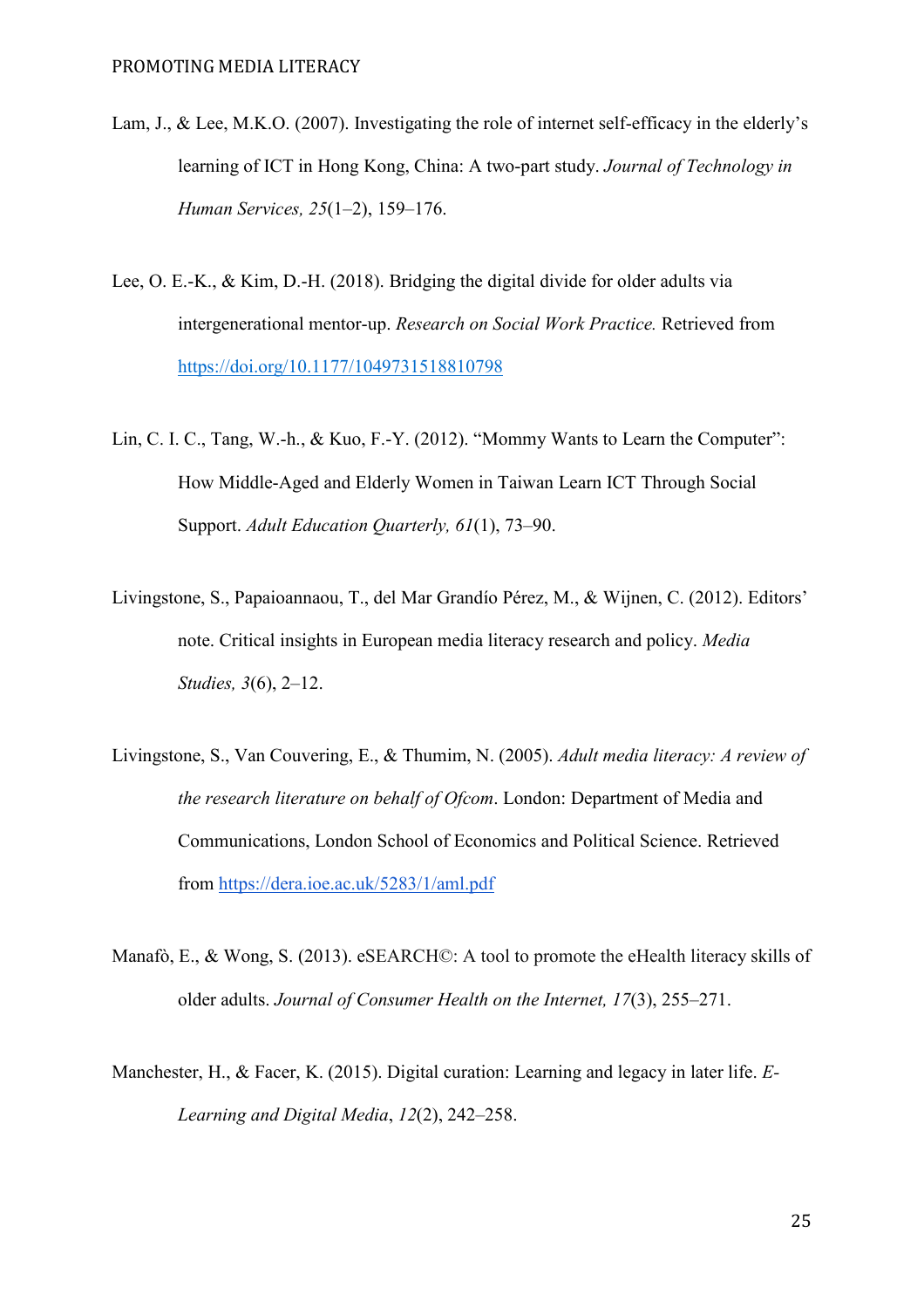Lam, J., & Lee, M.K.O. (2007). Investigating the role of internet self-efficacy in the elderly's learning of ICT in Hong Kong, China: A two-part study. *Journal of Technology in Human Services, 25*(1–2), 159–176.

Lee, O. E.-K., & Kim, D.-H. (2018). Bridging the digital divide for older adults via intergenerational mentor-up. *Research on Social Work Practice.* Retrieved from https://doi.org/10.1177/1049731518810798

Lin, C. I. C., Tang, W.-h., & Kuo, F.-Y. (2012). "Mommy Wants to Learn the Computer": How Middle-Aged and Elderly Women in Taiwan Learn ICT Through Social Support. *Adult Education Quarterly, 61*(1), 73–90.

Livingstone, S., Papaioannaou, T., del Mar Grandío Pérez, M., & Wijnen, C. (2012). Editors' note. Critical insights in European media literacy research and policy. *Media Studies, 3*(6), 2–12.

Livingstone, S., Van Couvering, E., & Thumim, N. (2005). *Adult media literacy: A review of the research literature on behalf of Ofcom*. London: Department of Media and Communications, London School of Economics and Political Science. Retrieved from https://dera.ioe.ac.uk/5283/1/aml.pdf

Manafò, E., & Wong, S. (2013). eSEARCH©: A tool to promote the eHealth literacy skills of older adults. *Journal of Consumer Health on the Internet, 17*(3), 255–271.

Manchester, H., & Facer, K. (2015). Digital curation: Learning and legacy in later life. *E-Learning and Digital Media*, *12*(2), 242–258.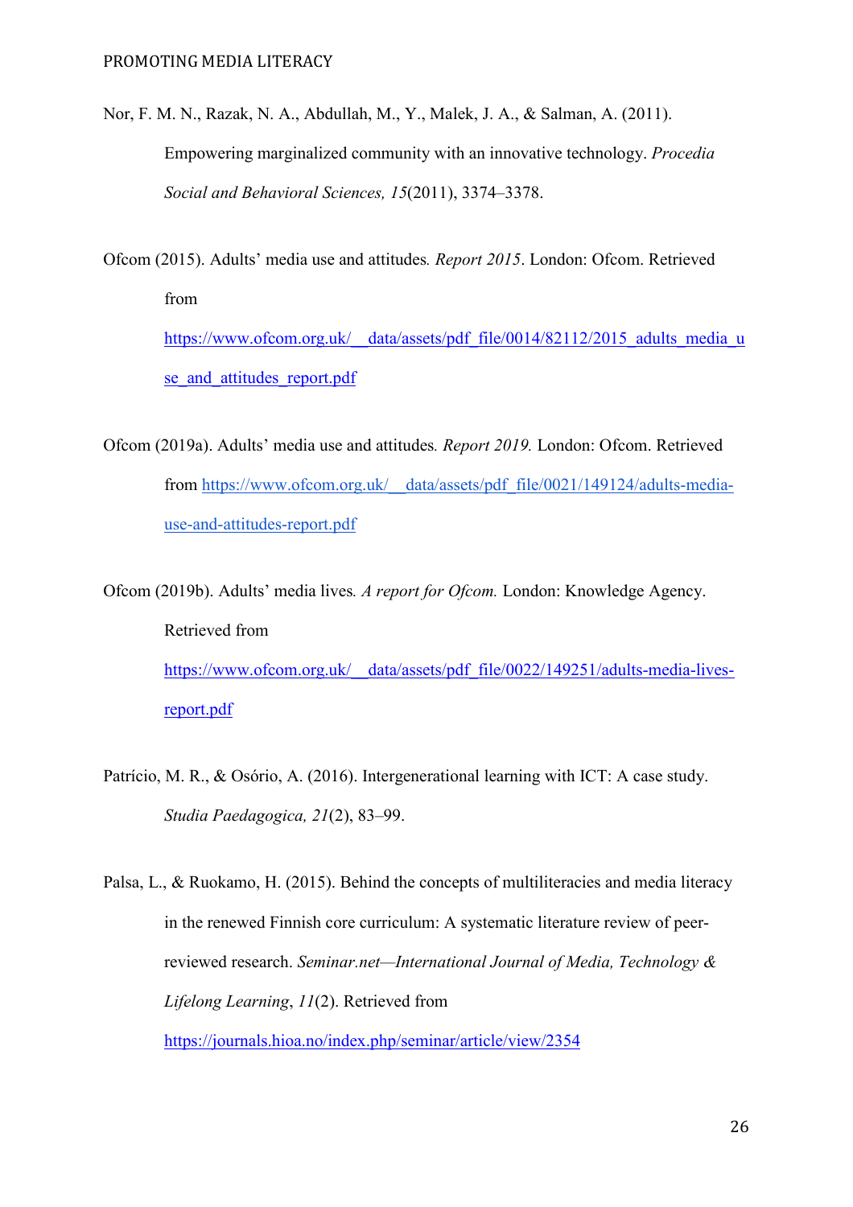Nor, F. M. N., Razak, N. A., Abdullah, M., Y., Malek, J. A., & Salman, A. (2011). Empowering marginalized community with an innovative technology. *Procedia Social and Behavioral Sciences, 15*(2011), 3374–3378.

Ofcom (2015). Adults' media use and attitudes. *Report 2015*. London: Ofcom. Retrieved from https://www.ofcom.org.uk/__data/assets/pdf_file/0014/82112/2015_adults_media_use_and_attitudes_report.pdf

Ofcom (2019a). Adults' media use and attitudes. *Report 2019.* London: Ofcom. Retrieved from https://www.ofcom.org.uk/__data/assets/pdf_file/0021/149124/adults-media-use-and-attitudes-report.pdf

Ofcom (2019b). Adults' media lives. *A report for Ofcom.* London: Knowledge Agency. Retrieved from https://www.ofcom.org.uk/__data/assets/pdf_file/0022/149251/adults-media-lives-report.pdf

Patrício, M. R., & Osório, A. (2016). Intergenerational learning with ICT: A case study. *Studia Paedagogica, 21*(2), 83–99.

Palsa, L., & Ruokamo, H. (2015). Behind the concepts of multiliteracies and media literacy in the renewed Finnish core curriculum: A systematic literature review of peer-reviewed research. *Seminar.net—International Journal of Media, Technology & Lifelong Learning*, *11*(2). Retrieved from https://journals.hioa.no/index.php/seminar/article/view/2354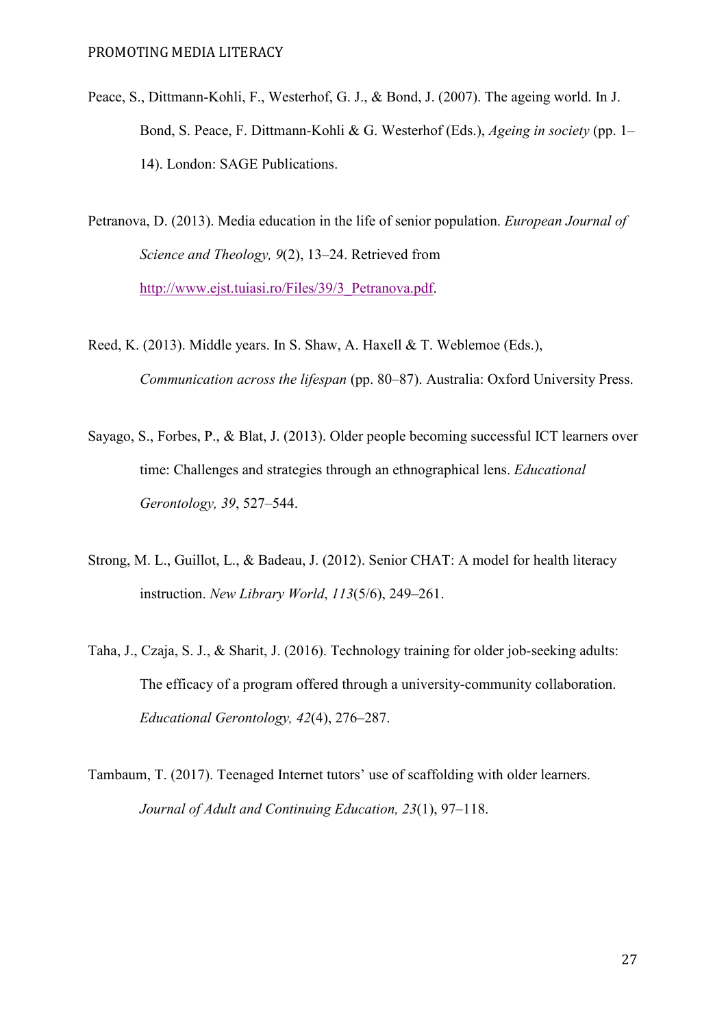Peace, S., Dittmann-Kohli, F., Westerhof, G. J., & Bond, J. (2007). The ageing world. In J. Bond, S. Peace, F. Dittmann-Kohli & G. Westerhof (Eds.), *Ageing in society* (pp. 1–14). London: SAGE Publications.

Petranova, D. (2013). Media education in the life of senior population. *European Journal of Science and Theology, 9*(2), 13–24. Retrieved from http://www.ejst.tuiasi.ro/Files/39/3_Petranova.pdf.

Reed, K. (2013). Middle years. In S. Shaw, A. Haxell & T. Weblemoe (Eds.), *Communication across the lifespan* (pp. 80–87). Australia: Oxford University Press.

Sayago, S., Forbes, P., & Blat, J. (2013). Older people becoming successful ICT learners over time: Challenges and strategies through an ethnographical lens. *Educational Gerontology, 39*, 527–544.

Strong, M. L., Guillot, L., & Badeau, J. (2012). Senior CHAT: A model for health literacy instruction. *New Library World*, *113*(5/6), 249–261.

Taha, J., Czaja, S. J., & Sharit, J. (2016). Technology training for older job-seeking adults: The efficacy of a program offered through a university-community collaboration. *Educational Gerontology, 42*(4), 276–287.

Tambaum, T. (2017). Teenaged Internet tutors' use of scaffolding with older learners. *Journal of Adult and Continuing Education, 23*(1), 97–118.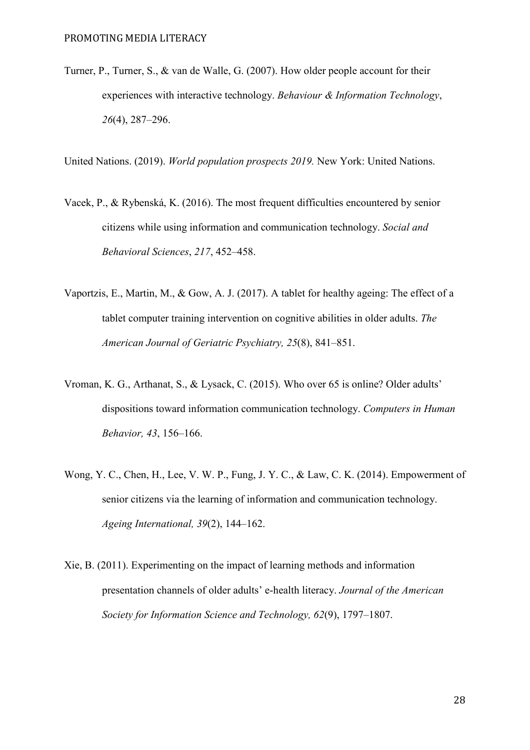Turner, P., Turner, S., & van de Walle, G. (2007). How older people account for their experiences with interactive technology. *Behaviour & Information Technology*, *26*(4), 287–296.

United Nations. (2019). *World population prospects 2019.* New York: United Nations.

Vacek, P., & Rybenská, K. (2016). The most frequent difficulties encountered by senior citizens while using information and communication technology. *Social and Behavioral Sciences*, *217*, 452–458.

Vaportzis, E., Martin, M., & Gow, A. J. (2017). A tablet for healthy ageing: The effect of a tablet computer training intervention on cognitive abilities in older adults. *The American Journal of Geriatric Psychiatry, 25*(8), 841–851.

Vroman, K. G., Arthanat, S., & Lysack, C. (2015). Who over 65 is online? Older adults' dispositions toward information communication technology. *Computers in Human Behavior, 43*, 156–166.

Wong, Y. C., Chen, H., Lee, V. W. P., Fung, J. Y. C., & Law, C. K. (2014). Empowerment of senior citizens via the learning of information and communication technology. *Ageing International, 39*(2), 144–162.

Xie, B. (2011). Experimenting on the impact of learning methods and information presentation channels of older adults' e-health literacy. *Journal of the American Society for Information Science and Technology, 62*(9), 1797–1807.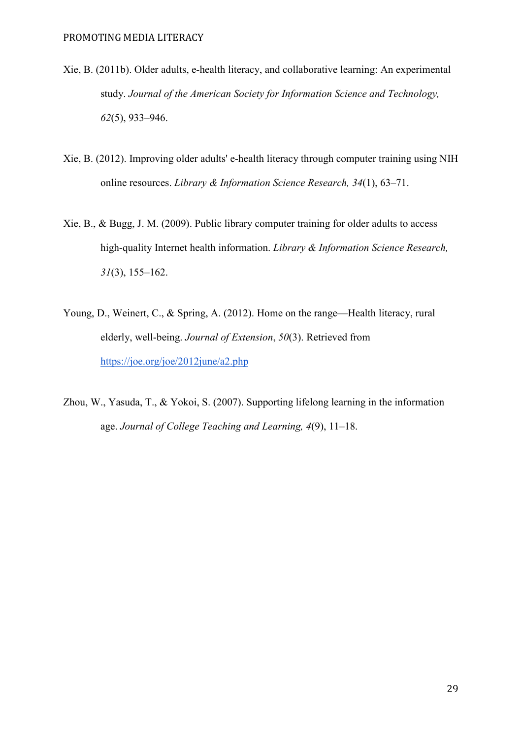Xie, B. (2011b). Older adults, e-health literacy, and collaborative learning: An experimental study. *Journal of the American Society for Information Science and Technology, 62*(5), 933–946.

Xie, B. (2012). Improving older adults' e-health literacy through computer training using NIH online resources. *Library & Information Science Research, 34*(1), 63–71.

Xie, B., & Bugg, J. M. (2009). Public library computer training for older adults to access high-quality Internet health information. *Library & Information Science Research, 31*(3), 155–162.

Young, D., Weinert, C., & Spring, A. (2012). Home on the range—Health literacy, rural elderly, well-being. *Journal of Extension*, *50*(3). Retrieved from https://joe.org/joe/2012june/a2.php

Zhou, W., Yasuda, T., & Yokoi, S. (2007). Supporting lifelong learning in the information age. *Journal of College Teaching and Learning, 4*(9), 11–18.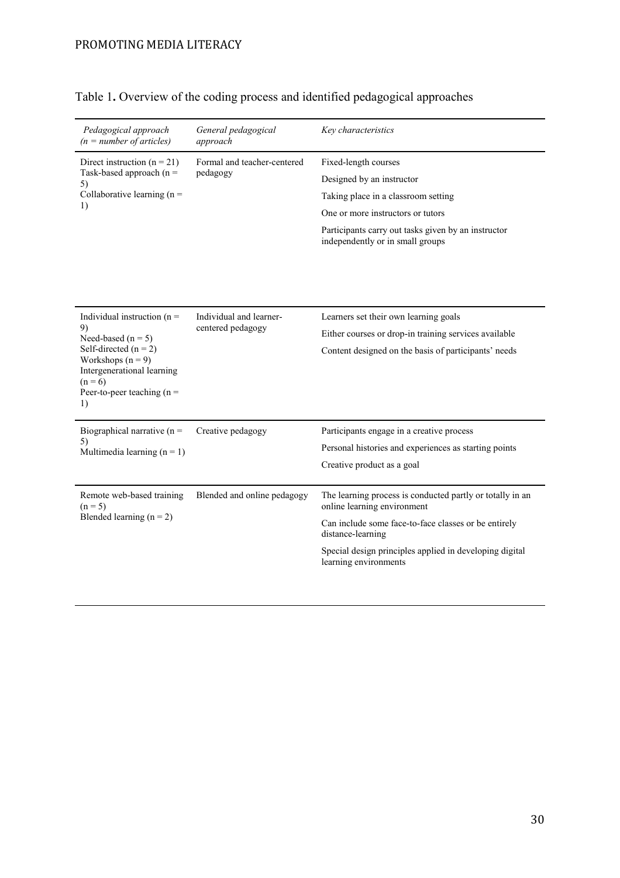Table 1. Overview of the coding process and identified pedagogical approaches

| *Pedagogical approach (n = number of articles)* | *General pedagogical approach* | *Key characteristics* |
| --- | --- | --- |
| Direct instruction (n = 21)<br>Task-based approach (n = 5)<br>Collaborative learning (n = 1) | Formal and teacher-centered pedagogy | Fixed-length courses<br>Designed by an instructor<br>Taking place in a classroom setting<br>One or more instructors or tutors<br>Participants carry out tasks given by an instructor independently or in small groups |
| Individual instruction (n = 9)<br>Need-based (n = 5)<br>Self-directed (n = 2)<br>Workshops (n = 9)<br>Intergenerational learning (n = 6)<br>Peer-to-peer teaching (n = 1) | Individual and learner-centered pedagogy | Learners set their own learning goals<br>Either courses or drop-in training services available<br>Content designed on the basis of participants' needs |
| Biographical narrative (n = 5)<br>Multimedia learning (n = 1) | Creative pedagogy | Participants engage in a creative process<br>Personal histories and experiences as starting points<br>Creative product as a goal |
| Remote web-based training (n = 5)<br>Blended learning (n = 2) | Blended and online pedagogy | The learning process is conducted partly or totally in an online learning environment<br>Can include some face-to-face classes or be entirely distance-learning<br>Special design principles applied in developing digital learning environments |